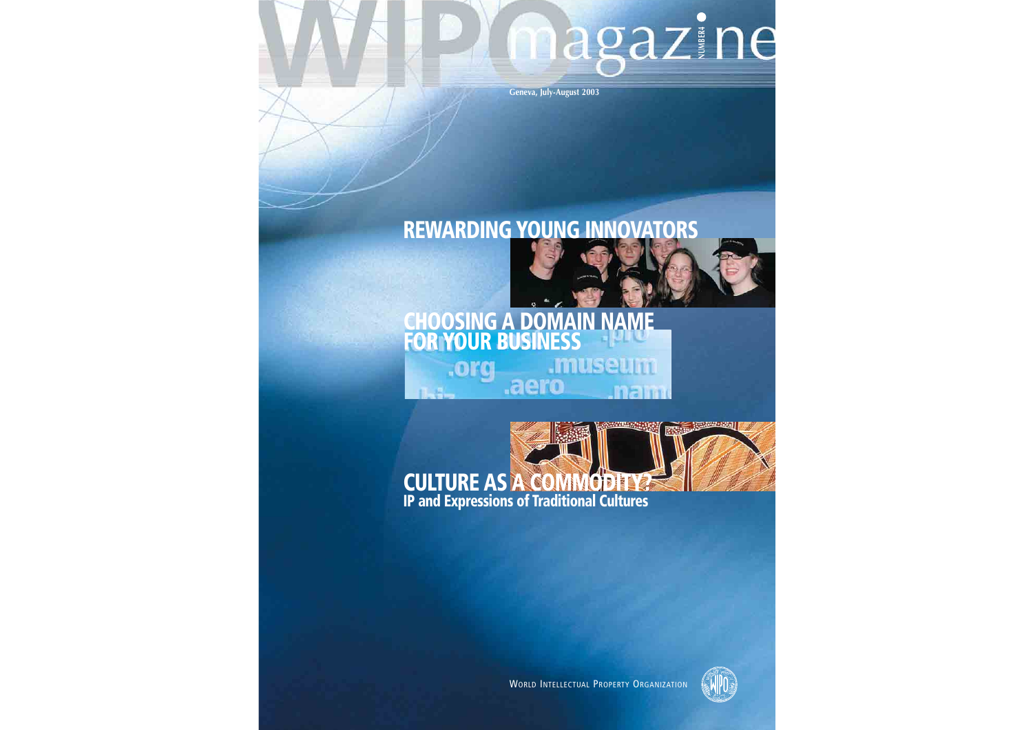# WIPO magazine

NUMBER 4

Geneva, July-August 2003

## REWARDING YOUNG INNOVATORS

## CHOOSING A DOMAIN NAME FOR YOUR BUSINESS

## CULTURE AS A COMMODITY?

### IP and Expressions of Traditional Cultures

WORLD INTELLECTUAL PROPERTY ORGANIZATION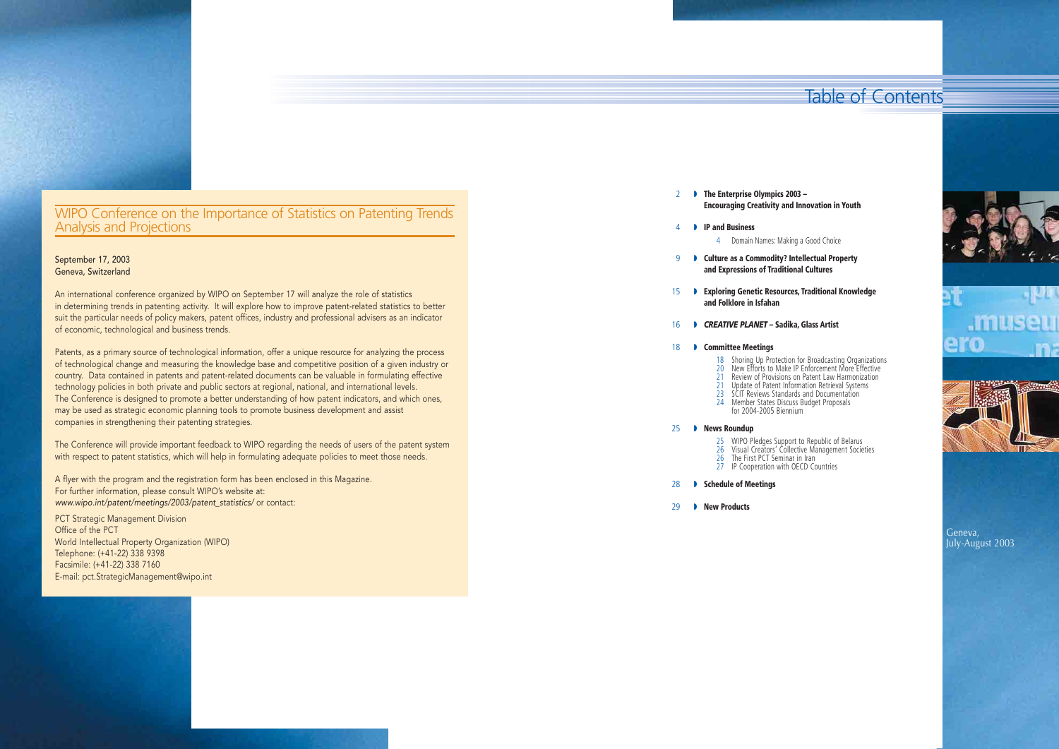## WIPO Conference on the Importance of Statistics on Patenting Trends Analysis and Projections

September 17, 2003
Geneva, Switzerland

An international conference organized by WIPO on September 17 will analyze the role of statistics in determining trends in patenting activity. It will explore how to improve patent-related statistics to better suit the particular needs of policy makers, patent offices, industry and professional advisers as an indicator of economic, technological and business trends.

Patents, as a primary source of technological information, offer a unique resource for analyzing the process of technological change and measuring the knowledge base and competitive position of a given industry or country. Data contained in patents and patent-related documents can be valuable in formulating effective technology policies in both private and public sectors at regional, national, and international levels. The Conference is designed to promote a better understanding of how patent indicators, and which ones, may be used as strategic economic planning tools to promote business development and assist companies in strengthening their patenting strategies.

The Conference will provide important feedback to WIPO regarding the needs of users of the patent system with respect to patent statistics, which will help in formulating adequate policies to meet those needs.

A flyer with the program and the registration form has been enclosed in this Magazine.
For further information, please consult WIPO's website at:
*www.wipo.int/patent/meetings/2003/patent_statistics/* or contact:

PCT Strategic Management Division
Office of the PCT
World Intellectual Property Organization (WIPO)
Telephone: (+41-22) 338 9398
Facsimile: (+41-22) 338 7160
E-mail: pct.StrategicManagement@wipo.int

# Table of Contents

2 **The Enterprise Olympics 2003 – Encouraging Creativity and Innovation in Youth**

4 **IP and Business**
- 4 Domain Names: Making a Good Choice

9 **Culture as a Commodity? Intellectual Property and Expressions of Traditional Cultures**

15 **Exploring Genetic Resources, Traditional Knowledge and Folklore in Isfahan**

16 ***CREATIVE PLANET* – Sadika, Glass Artist**

18 **Committee Meetings**
- 18 Shoring Up Protection for Broadcasting Organizations
- 20 New Efforts to Make IP Enforcement More Effective
- 21 Review of Provisions on Patent Law Harmonization
- 21 Update of Patent Information Retrieval Systems
- 23 SCIT Reviews Standards and Documentation
- 24 Member States Discuss Budget Proposals for 2004-2005 Biennium

25 **News Roundup**
- 25 WIPO Pledges Support to Republic of Belarus
- 26 Visual Creators' Collective Management Societies
- 26 The First PCT Seminar in Iran
- 27 IP Cooperation with OECD Countries

28 **Schedule of Meetings**

29 **New Products**

Geneva,
July-August 2003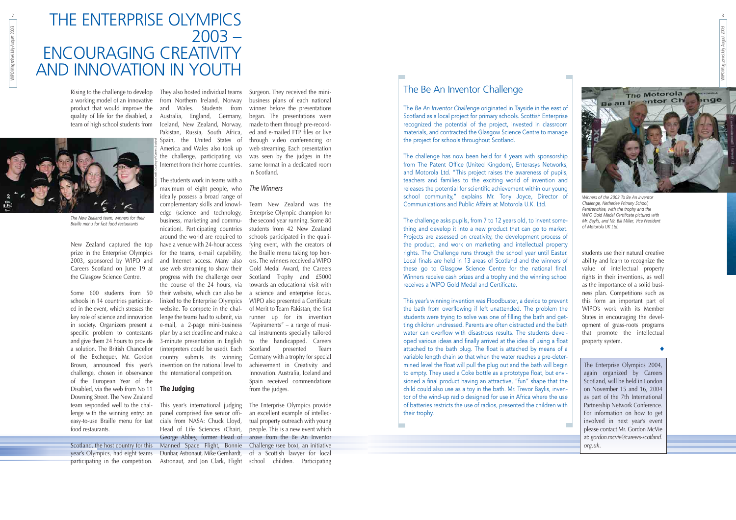# THE ENTERPRISE OLYMPICS 2003 – ENCOURAGING CREATIVITY AND INNOVATION IN YOUTH

Rising to the challenge to develop a working model of an innovative product that would improve the quality of life for the disabled, a team of high school students from New Zealand captured the top prize in the Enterprise Olympics 2003, sponsored by WIPO and Careers Scotland on June 19 at the Glasgow Science Centre.

*The New Zealand team, winners for their Braille menu for fast food restaurants*

Some 600 students from 50 schools in 14 countries participated in the event, which stresses the key role of science and innovation in society. Organizers present a specific problem to contestants and give them 24 hours to provide a solution. The British Chancellor of the Exchequer, Mr. Gordon Brown, announced this year's challenge, chosen in observance of the European Year of the Disabled, via the web from No 11 Downing Street. The New Zealand team responded well to the challenge with the winning entry: an easy-to-use Braille menu for fast food restaurants.

Scotland, the host country for this year's Olympics, had eight teams participating in the competition. They also hosted individual teams from Northern Ireland, Norway and Wales. Students from Australia, England, Germany, Iceland, New Zealand, Norway, Pakistan, Russia, South Africa, Spain, the United States of America and Wales also took up the challenge, participating via the Internet from their home countries.

The students work in teams with a maximum of eight people, who ideally possess a broad range of complementary skills and knowledge (science and technology, business, marketing and communication). Participating countries around the world are required to have a venue with 24-hour access for the teams, e-mail capability, and Internet access. Many also use web streaming to show their progress with the challenge over the course of the 24 hours, via their website, which can also be linked to the Enterprise Olympics website. To compete in the challenge the teams had to submit, via e-mail, a 2-page mini-business plan by a set deadline and make a 3-minute presentation in English (interpreters could be used). Each country submits its winning invention on the national level to the international competition.

## The Judging

This year's international judging panel comprised five senior officials from NASA: Chuck Lloyd, Head of Life Sciences (Chair), George Abbey, former Head of Manned Space Flight, Bonnie Dunbar, Astronaut, Mike Gernhardt, Astronaut, and Jon Clark, Flight Surgeon. They received the mini-business plans of each national winner before the presentations began. The presentations were made to them through pre-recorded and e-mailed FTP files or live through video conferencing or web streaming. Each presentation was seen by the judges in the same format in a dedicated room in Scotland.

## *The Winners*

Team New Zealand was the Enterprise Olympic champion for the second year running. Some 80 students from 42 New Zealand schools participated in the qualifying event, with the creators of the Braille menu taking top honors. The winners received a WIPO Gold Medal Award, the Careers Scotland Trophy and £5000 towards an educational visit with a science and enterprise focus. WIPO also presented a Certificate of Merit to Team Pakistan, the first runner up for its invention "Aspiraments" – a range of musical instruments specially tailored to the handicapped. Careers Scotland presented Team Germany with a trophy for special achievement in Creativity and Innovation. Australia, Iceland and Spain received commendations from the judges.

The Enterprise Olympics provide an excellent example of intellectual property outreach with young people. This is a new event which arose from the Be An Inventor Challenge (see box), an initiative of a Scottish lawyer for local school children. Participating students use their natural creative ability and learn to recognize the value of intellectual property rights in their inventions, as well as the importance of a solid business plan. Competitions such as this form an important part of WIPO's work with its Member States in encouraging the development of grass-roots programs that promote the intellectual property system.

◆

## The Be An Inventor Challenge

The *Be An Inventor Challenge* originated in Tayside in the east of Scotland as a local project for primary schools. Scottish Enterprise recognized the potential of the project, invested in classroom materials, and contracted the Glasgow Science Centre to manage the project for schools throughout Scotland.

The challenge has now been held for 4 years with sponsorship from The Patent Office (United Kingdom), Enterasys Networks, and Motorola Ltd. "This project raises the awareness of pupils, teachers and families to the exciting world of invention and releases the potential for scientific achievement within our young school community," explains Mr. Tony Joyce, Director of Communications and Public Affairs at Motorola U.K. Ltd.

The challenge asks pupils, from 7 to 12 years old, to invent something and develop it into a new product that can go to market. Projects are assessed on creativity, the development process of the product, and work on marketing and intellectual property rights. The Challenge runs through the school year until Easter. Local finals are held in 13 areas of Scotland and the winners of these go to Glasgow Science Centre for the national final. Winners receive cash prizes and a trophy and the winning school receives a WIPO Gold Medal and Certificate.

This year's winning invention was Floodbuster, a device to prevent the bath from overflowing if left unattended. The problem the students were trying to solve was one of filling the bath and getting children undressed. Parents are often distracted and the bath water can overflow with disastrous results. The students developed various ideas and finally arrived at the idea of using a float attached to the bath plug. The float is attached by means of a variable length chain so that when the water reaches a pre-determined level the float will pull the plug out and the bath will begin to empty. They used a Coke bottle as a prototype float, but envisioned a final product having an attractive, "fun" shape that the child could also use as a toy in the bath. Mr. Trevor Baylis, inventor of the wind-up radio designed for use in Africa where the use of batteries restricts the use of radios, presented the children with their trophy.

*Winners of the 2003 To Be An Inventor Challenge, Netherlee Primary School, Renfrewshire, with the trophy and the WIPO Gold Medal Certificate pictured with Mr. Baylis, and Mr. Bill Miller, Vice President of Motorola UK Ltd.*

The Enterprise Olympics 2004, again organized by Careers Scotland, will be held in London on November 15 and 16, 2004 as part of the 7th International Partnership Network Conference. For information on how to get involved in next year's event please contact Mr. Gordon McVie at: *gordon.mcvie@careers-scotland.org.uk*.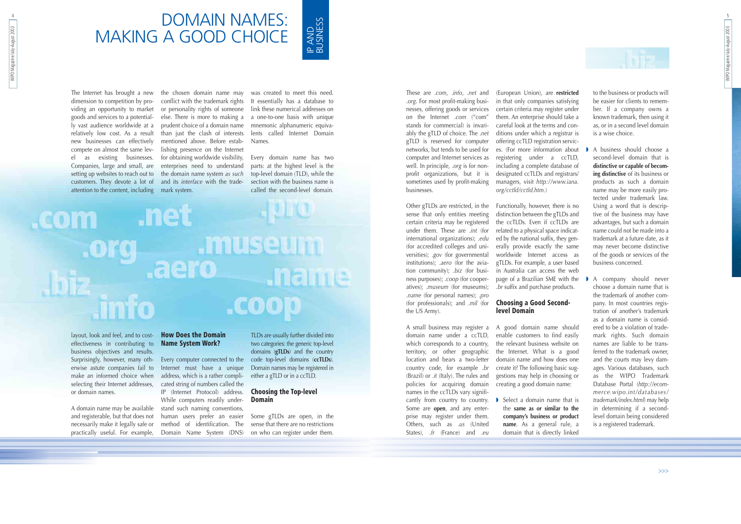# DOMAIN NAMES: MAKING A GOOD CHOICE

IP AND BUSINESS

The Internet has brought a new dimension to competition by providing an opportunity to market goods and services to a potentially vast audience worldwide at a relatively low cost. As a result new businesses can effectively compete on almost the same level as existing businesses. Companies, large and small, are setting up websites to reach out to customers. They devote a lot of attention to the content, including layout, look and feel, and to cost-effectiveness in contributing to business objectives and results. Surprisingly, however, many otherwise astute companies fail to make an informed choice when selecting their Internet addresses, or domain names.

A domain name may be available and registerable, but that does not necessarily make it legally safe or practically useful. For example, the chosen domain name may conflict with the trademark rights or personality rights of someone else. There is more to making a prudent choice of a domain name than just the clash of interests mentioned above. Before establishing presence on the Internet for obtaining worldwide visibility, enterprises need to understand the domain name system *as such* and its *interface* with the trademark system.

## How Does the Domain Name System Work?

Every computer connected to the Internet must have a unique address, which is a rather complicated string of numbers called the IP (Internet Protocol) address. While computers readily understand such naming conventions, human users prefer an easier method of identification. The Domain Name System (DNS) was created to meet this need. It essentially has a database to link these numerical addresses on a one-to-one basis with unique mnemonic alphanumeric equivalents called Internet Domain Names.

Every domain name has two parts: at the highest level is the top-level domain (TLD), while the section with the business name is called the second-level domain.

TLDs are usually further divided into two categories: the generic top-level domains (**gTLDs**) and the country code top-level domains (**ccTLDs**). Domain names may be registered in either a gTLD or in a ccTLD.

## Choosing the Top-level Domain

Some gTLDs are open, in the sense that there are no restrictions on who can register under them. These are *.com*, *.info*, *.net* and *.org*. For most profit-making businesses, offering goods or services on the Internet *.com* ("com" stands for commercial) is invariably the gTLD of choice. The *.net* gTLD is reserved for computer networks, but tends to be used for computer and Internet services as well. In principle, *.org* is for non-profit organizations, but it is sometimes used by profit-making businesses.

Other gTLDs are restricted, in the sense that only entities meeting certain criteria may be registered under them. These are *.int* (for international organizations); *.edu* (for accredited colleges and universities); *.gov* (for governmental institutions); *.aero* (for the aviation community); *.biz* (for business purposes); *.coop* (for cooperatives); *.museum* (for museums); *.name* (for personal names); *.pro* (for professionals); and *.mil* (for the US Army).

A small business may register a domain name under a ccTLD, which corresponds to a country, territory, or other geographic location and bears a two-letter country code, for example *.br* (Brazil) or *.it* (Italy). The rules and policies for acquiring domain names in the ccTLDs vary significantly from country to country. Some are **open**, and any enterprise may register under them. Others, such as *.us* (United States), *.fr* (France) and *.eu* (European Union), are **restricted** in that only companies satisfying certain criteria may register under them. An enterprise should take a careful look at the terms and conditions under which a registrar is offering ccTLD registration services. (For more information about registering under a ccTLD, including a complete database of designated ccTLDs and registrars/managers, visit *http://www.iana.org/cctld/cctld.htm*.)

Functionally, however, there is no distinction between the gTLDs and the ccTLDs. Even if ccTLDs are related to a physical space indicated by the national suffix, they generally provide exactly the same worldwide Internet access as gTLDs. For example, a user based in Australia can access the web page of a Brazilian SME with the *.br* suffix and purchase products.

## Choosing a Good Second-level Domain

A good domain name should enable customers to find easily the relevant business website on the Internet. What is a good domain name and how does one create it? The following basic suggestions may help in choosing or creating a good domain name:

- Select a domain name that is the **same as or similar to the company's business or product name**. As a general rule, a domain that is directly linked to the business or products will be easier for clients to remember. If a company owns a known trademark, then using it as, or in a second level domain is a wise choice.
- A business should choose a second-level domain that is **distinctive or capable of becoming distinctive** of its business or products as such a domain name may be more easily protected under trademark law. Using a word that is descriptive of the business may have advantages, but such a domain name could not be made into a trademark at a future date, as it may never become distinctive of the goods or services of the business concerned.
- A company should never choose a domain name that is the trademark of another company. In most countries registration of another's trademark as a domain name is considered to be a violation of trademark rights. Such domain names are liable to be transferred to the trademark owner, and the courts may levy damages. Various databases, such as the WIPO Trademark Database Portal (*http://ecommerce.wipo.int/databases/trademark/index.html*) may help in determining if a second-level domain being considered is a registered trademark.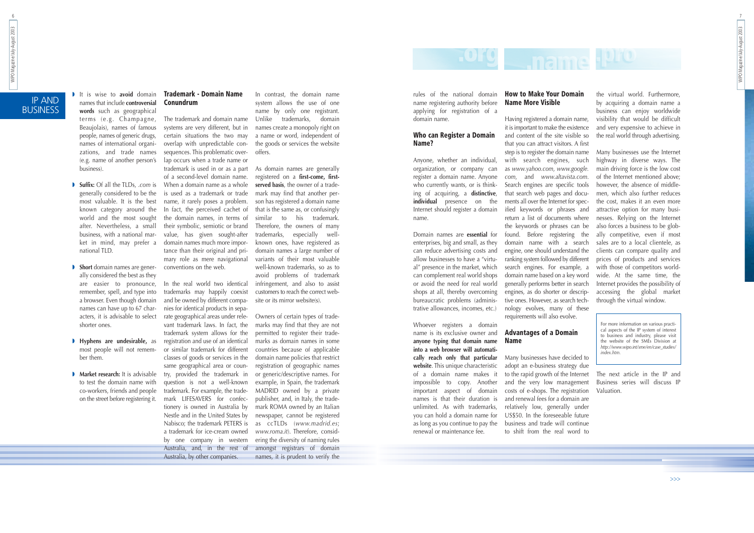- It is wise to **avoid** domain names that include **controversial words** such as geographical terms (e.g. Champagne, Beaujolais), names of famous people, names of generic drugs, names of international organizations, and trade names (e.g. name of another person's business).

- **Suffix:** Of all the TLDs, *.com* is generally considered to be the most valuable. It is the best known category around the world and the most sought after. Nevertheless, a small business, with a national market in mind, may prefer a national TLD.

- **Short** domain names are generally considered the best as they are easier to pronounce, remember, spell, and type into a browser. Even though domain names can have up to 67 characters, it is advisable to select shorter ones.

- **Hyphens are undesirable,** as most people will not remember them.

- **Market research:** It is advisable to test the domain name with co-workers, friends and people on the street before registering it.

## Trademark - Domain Name Conundrum

The trademark and domain name systems are very different, but in certain situations the two may overlap with unpredictable consequences. This problematic overlap occurs when a trade name or trademark is used in or as a part of a second-level domain name. When a domain name as a whole is used as a trademark or trade name, it rarely poses a problem. In fact, the perceived cachet of the domain names, in terms of their symbolic, semiotic or brand value, has given sought-after domain names much more importance than their original and primary role as mere navigational conventions on the web.

In the real world two identical trademarks may happily coexist and be owned by different companies for identical products in separate geographical areas under relevant trademark laws. In fact, the trademark system allows for the registration and use of an identical or similar trademark for different classes of goods or services in the same geographical area or country, provided the trademark in question is not a well-known trademark. For example, the trademark LIFESAVERS for confectionery is owned in Australia by Nestle and in the United States by Nabisco; the trademark PETERS is a trademark for ice-cream owned by one company in western Australia, and, in the rest of Australia, by other companies.

In contrast, the domain name system allows the use of one name by only one registrant. Unlike trademarks, domain names create a monopoly right on a name or word, independent of the goods or services the website offers.

As domain names are generally registered on a **first-come, first-served basis**, the owner of a trademark may find that another person has registered a domain name that is the same as, or confusingly similar to his trademark. Therefore, the owners of many trademarks, especially well-known ones, have registered as domain names a large number of variants of their most valuable well-known trademarks, so as to avoid problems of trademark infringement, and also to assist customers to reach the correct website or its mirror website(s).

Owners of certain types of trademarks may find that they are not permitted to register their trademarks as domain names in some countries because of applicable domain name policies that restrict registration of geographic names or generic/descriptive names. For example, in Spain, the trademark MADRID owned by a private publisher, and, in Italy, the trademark ROMA owned by an Italian newspaper, cannot be registered as ccTLDs (*www.madrid.es*; *www.roma.it*). Therefore, considering the diversity of naming rules amongst registrars of domain names, it is prudent to verify the rules of the national domain name registering authority before applying for registration of a domain name.

## Who can Register a Domain Name?

Anyone, whether an individual, organization, or company can register a domain name. Anyone who currently wants, or is thinking of acquiring, a **distinctive**, **individual** presence on the Internet should register a domain name.

Domain names are **essential** for enterprises, big and small, as they can reduce advertising costs and allow businesses to have a "virtual" presence in the market, which can complement real world shops or avoid the need for real world shops at all, thereby overcoming bureaucratic problems (administrative allowances, incomes, etc.)

Whoever registers a domain name is its exclusive owner and **anyone typing that domain name into a web browser will automatically reach only that particular website**. This unique characteristic of a domain name makes it impossible to copy. Another important aspect of domain names is that their duration is unlimited. As with trademarks, you can hold a domain name for as long as you continue to pay the renewal or maintenance fee.

## How to Make Your Domain Name More Visible

Having registered a domain name, it is important to make the existence and content of the site visible so that you can attract visitors. A first step is to register the domain name with search engines, such as *www.yahoo.com*, *www.google.com*, and *www.altavista.com*. Search engines are specific tools that search web pages and documents all over the Internet for specified keywords or phrases and return a list of documents where the keywords or phrases can be found. Before registering the domain name with a search engine, one should understand the ranking system followed by different search engines. For example, a domain name based on a key word generally performs better in search engines, as do shorter or descriptive ones. However, as search technology evolves, many of these requirements will also evolve.

## Advantages of a Domain Name

Many businesses have decided to adopt an e-business strategy due to the rapid growth of the Internet and the very low management costs of e-shops. The registration and renewal fees for a domain are relatively low, generally under US$50. In the foreseeable future business and trade will continue to shift from the real word to the virtual world. Furthermore, by acquiring a domain name a business can enjoy worldwide visibility that would be difficult and very expensive to achieve in the real world through advertising.

Many businesses use the Internet highway in diverse ways. The main driving force is the low cost of the Internet mentioned above; however, the absence of middlemen, which also further reduces the cost, makes it an even more attractive option for many businesses. Relying on the Internet also forces a business to be globally competitive, even if most sales are to a local clientele, as clients can compare quality and prices of products and services with those of competitors worldwide. At the same time, the Internet provides the possibility of accessing the global market through the virtual window.

For more information on various practical aspects of the IP system of interest to business and industry, please visit the website of the SMEs Division at *http://www.wipo.int/sme/en/case_studies/index.htm*.

The next article in the IP and Business series will discuss IP Valuation.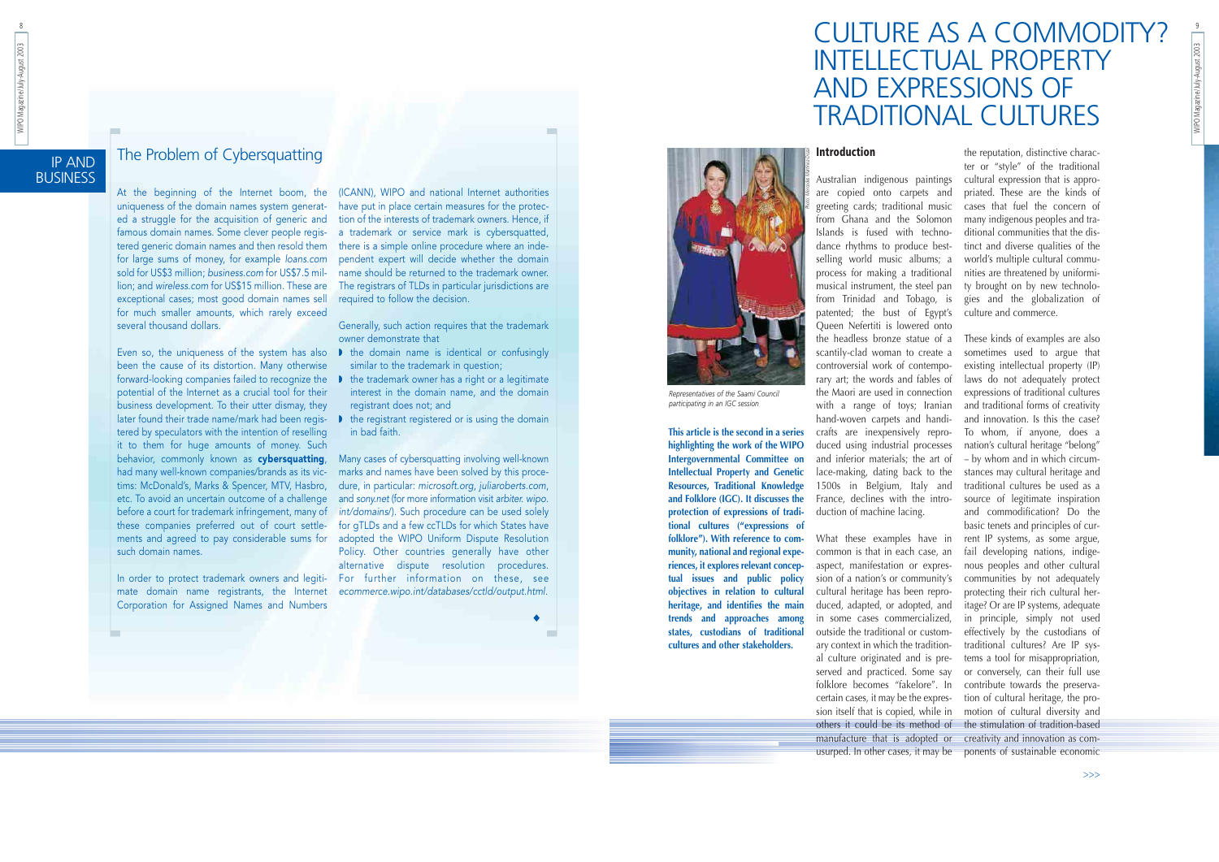## IP AND BUSINESS

## The Problem of Cybersquatting

At the beginning of the Internet boom, the uniqueness of the domain names system generated a struggle for the acquisition of generic and famous domain names. Some clever people registered generic domain names and then resold them for large sums of money, for example *loans.com* sold for US$3 million; *business.com* for US$7.5 million; and *wireless.com* for US$15 million. These are exceptional cases; most good domain names sell for much smaller amounts, which rarely exceed several thousand dollars.

Even so, the uniqueness of the system has also been the cause of its distortion. Many otherwise forward-looking companies failed to recognize the potential of the Internet as a crucial tool for their business development. To their utter dismay, they later found their trade name/mark had been registered by speculators with the intention of reselling it to them for huge amounts of money. Such behavior, commonly known as **cybersquatting**, had many well-known companies/brands as its victims: McDonald's, Marks & Spencer, MTV, Hasbro, etc. To avoid an uncertain outcome of a challenge before a court for trademark infringement, many of these companies preferred out of court settlements and agreed to pay considerable sums for such domain names.

In order to protect trademark owners and legitimate domain name registrants, the Internet Corporation for Assigned Names and Numbers (ICANN), WIPO and national Internet authorities have put in place certain measures for the protection of the interests of trademark owners. Hence, if a trademark or service mark is cybersquatted, there is a simple online procedure where an independent expert will decide whether the domain name should be returned to the trademark owner. The registrars of TLDs in particular jurisdictions are required to follow the decision.

Generally, such action requires that the trademark owner demonstrate that

- the domain name is identical or confusingly similar to the trademark in question;
- the trademark owner has a right or a legitimate interest in the domain name, and the domain registrant does not; and
- the registrant registered or is using the domain in bad faith.

Many cases of cybersquatting involving well-known marks and names have been solved by this procedure, in particular: *microsoft.org*, *juliaroberts.com*, and *sony.net* (for more information visit *arbiter.wipo.int/domains/*). Such procedure can be used solely for gTLDs and a few ccTLDs for which States have adopted the WIPO Uniform Dispute Resolution Policy. Other countries generally have other alternative dispute resolution procedures. For further information on these, see *ecommerce.wipo.int/databases/cctld/output.html*.

◆

# CULTURE AS A COMMODITY? INTELLECTUAL PROPERTY AND EXPRESSIONS OF TRADITIONAL CULTURES

*Representatives of the Saami Council participating in an IGC session*

**This article is the second in a series highlighting the work of the WIPO Intergovernmental Committee on Intellectual Property and Genetic Resources, Traditional Knowledge and Folklore (IGC). It discusses the protection of expressions of traditional cultures ("expressions of folklore"). With reference to community, national and regional experiences, it explores relevant conceptual issues and public policy objectives in relation to cultural heritage, and identifies the main trends and approaches among states, custodians of traditional cultures and other stakeholders.**

### Introduction

Australian indigenous paintings are copied onto carpets and greeting cards; traditional music from Ghana and the Solomon Islands is fused with techno-dance rhythms to produce best-selling world music albums; a process for making a traditional musical instrument, the steel pan from Trinidad and Tobago, is patented; the bust of Egypt's Queen Nefertiti is lowered onto the headless bronze statue of a scantily-clad woman to create a controversial work of contemporary art; the words and fables of the Maori are used in connection with a range of toys; Iranian hand-woven carpets and handicrafts are inexpensively reproduced using industrial processes and inferior materials; the art of lace-making, dating back to the 1500s in Belgium, Italy and France, declines with the introduction of machine lacing.

What these examples have in common is that in each case, an aspect, manifestation or expression of a nation's or community's cultural heritage has been reproduced, adapted, or adopted, and in some cases commercialized, outside the traditional or customary context in which the traditional culture originated and is preserved and practiced. Some say folklore becomes "fakelore". In certain cases, it may be the expression itself that is copied, while in others it could be its method of manufacture that is adopted or usurped. In other cases, it may be the reputation, distinctive character or "style" of the traditional cultural expression that is appropriated. These are the kinds of cases that fuel the concern of many indigenous peoples and traditional communities that the distinct and diverse qualities of the world's multiple cultural communities are threatened by uniformity brought on by new technologies and the globalization of culture and commerce.

These kinds of examples are also sometimes used to argue that existing intellectual property (IP) laws do not adequately protect expressions of traditional cultures and traditional forms of creativity and innovation. Is this the case? To whom, if anyone, does a nation's cultural heritage "belong" – by whom and in which circumstances may cultural heritage and traditional cultures be used as a source of legitimate inspiration and commodification? Do the basic tenets and principles of current IP systems, as some argue, fail developing nations, indigenous peoples and other cultural communities by not adequately protecting their rich cultural heritage? Or are IP systems, adequate in principle, simply not used effectively by the custodians of traditional cultures? Are IP systems a tool for misappropriation, or conversely, can their full use contribute towards the preservation of cultural heritage, the promotion of cultural diversity and the stimulation of tradition-based creativity and innovation as components of sustainable economic

>>>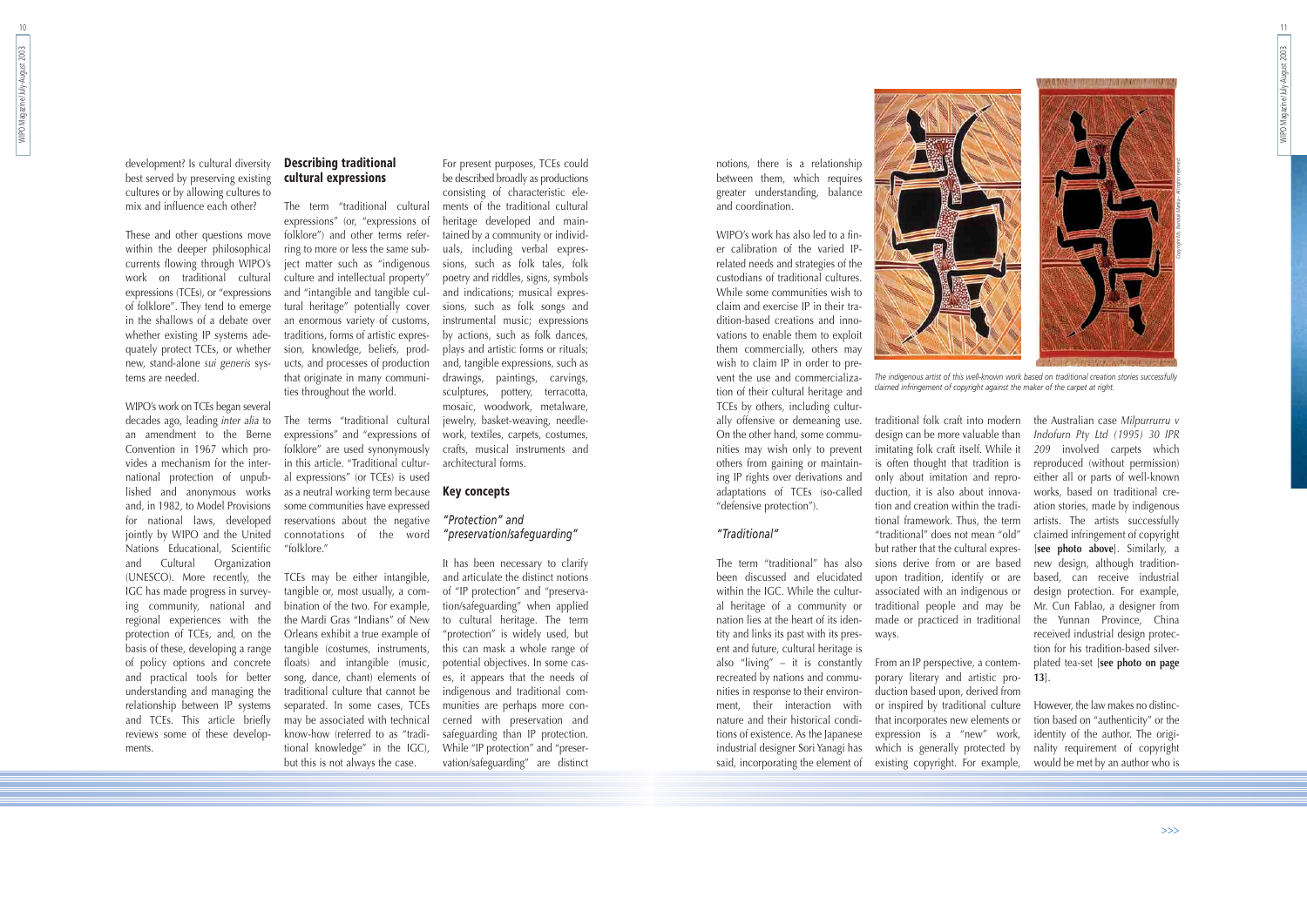development? Is cultural diversity best served by preserving existing cultures or by allowing cultures to mix and influence each other?

These and other questions move within the deeper philosophical currents flowing through WIPO's work on traditional cultural expressions (TCEs), or "expressions of folklore". They tend to emerge in the shallows of a debate over whether existing IP systems adequately protect TCEs, or whether new, stand-alone *sui generis* systems are needed.

WIPO's work on TCEs began several decades ago, leading *inter alia* to an amendment to the Berne Convention in 1967 which provides a mechanism for the international protection of unpublished and anonymous works and, in 1982, to Model Provisions for national laws, developed jointly by WIPO and the United Nations Educational, Scientific and Cultural Organization (UNESCO). More recently, the IGC has made progress in surveying community, national and regional experiences with the protection of TCEs, and, on the basis of these, developing a range of policy options and concrete and practical tools for better understanding and managing the relationship between IP systems and TCEs. This article briefly reviews some of these developments.

## Describing traditional cultural expressions

The term "traditional cultural expressions" (or, "expressions of folklore") and other terms referring to more or less the same subject matter such as "indigenous culture and intellectual property" and "intangible and tangible cultural heritage" potentially cover an enormous variety of customs, traditions, forms of artistic expression, knowledge, beliefs, products, and processes of production that originate in many communities throughout the world.

The terms "traditional cultural expressions" and "expressions of folklore" are used synonymously in this article. "Traditional cultural expressions" (or TCEs) is used as a neutral working term because some communities have expressed reservations about the negative connotations of the word "folklore."

TCEs may be either intangible, tangible or, most usually, a combination of the two. For example, the Mardi Gras "Indians" of New Orleans exhibit a true example of tangible (costumes, instruments, floats) and intangible (music, song, dance, chant) elements of traditional culture that cannot be separated. In some cases, TCEs may be associated with technical know-how (referred to as "traditional knowledge" in the IGC), but this is not always the case.

For present purposes, TCEs could be described broadly as productions consisting of characteristic elements of the traditional cultural heritage developed and maintained by a community or individuals, including verbal expressions, such as folk tales, folk poetry and riddles, signs, symbols and indications; musical expressions, such as folk songs and instrumental music; expressions by actions, such as folk dances, plays and artistic forms or rituals; and, tangible expressions, such as drawings, paintings, carvings, sculptures, pottery, terracotta, mosaic, woodwork, metalware, jewelry, basket-weaving, needlework, textiles, carpets, costumes, crafts, musical instruments and architectural forms.

## Key concepts

### *"Protection" and "preservation/safeguarding"*

It has been necessary to clarify and articulate the distinct notions of "IP protection" and "preservation/safeguarding" when applied to cultural heritage. The term "protection" is widely used, but this can mask a whole range of potential objectives. In some cases, it appears that the needs of indigenous and traditional communities are perhaps more concerned with preservation and safeguarding than IP protection. While "IP protection" and "preservation/safeguarding" are distinct notions, there is a relationship between them, which requires greater understanding, balance and coordination.

WIPO's work has also led to a finer calibration of the varied IP-related needs and strategies of the custodians of traditional cultures. While some communities wish to claim and exercise IP in their tradition-based creations and innovations to enable them to exploit them commercially, others may wish to claim IP in order to prevent the use and commercialization of their cultural heritage and TCEs by others, including culturally offensive or demeaning use. On the other hand, some communities may wish only to prevent others from gaining or maintaining IP rights over derivations and adaptations of TCEs (so-called "defensive protection").

*The indigenous artist of this well-known work based on traditional creation stories successfully claimed infringement of copyright against the maker of the carpet at right.*

### *"Traditional"*

The term "traditional" has also been discussed and elucidated within the IGC. While the cultural heritage of a community or nation lies at the heart of its identity and links its past with its present and future, cultural heritage is also "living" – it is constantly recreated by nations and communities in response to their environment, their interaction with nature and their historical conditions of existence. As the Japanese industrial designer Sori Yanagi has said, incorporating the element of traditional folk craft into modern design can be more valuable than imitating folk craft itself. While it is often thought that tradition is only about imitation and reproduction, it is also about innovation and creation within the traditional framework. Thus, the term "traditional" does not mean "old" but rather that the cultural expressions derive from or are based upon tradition, identify or are associated with an indigenous or traditional people and may be made or practiced in traditional ways.

From an IP perspective, a contemporary literary and artistic production based upon, derived from or inspired by traditional culture that incorporates new elements or expression is a "new" work, which is generally protected by existing copyright. For example, the Australian case *Milpurrurru v Indofurn Pty Ltd (1995) 30 IPR 209* involved carpets which reproduced (without permission) either all or parts of well-known works, based on traditional creation stories, made by indigenous artists. The artists successfully claimed infringement of copyright [**see photo above**]. Similarly, a new design, although tradition-based, can receive industrial design protection. For example, Mr. Cun Fablao, a designer from the Yunnan Province, China received industrial design protection for his tradition-based silver-plated tea-set [**see photo on page 13**].

However, the law makes no distinction based on "authenticity" or the identity of the author. The originality requirement of copyright would be met by an author who is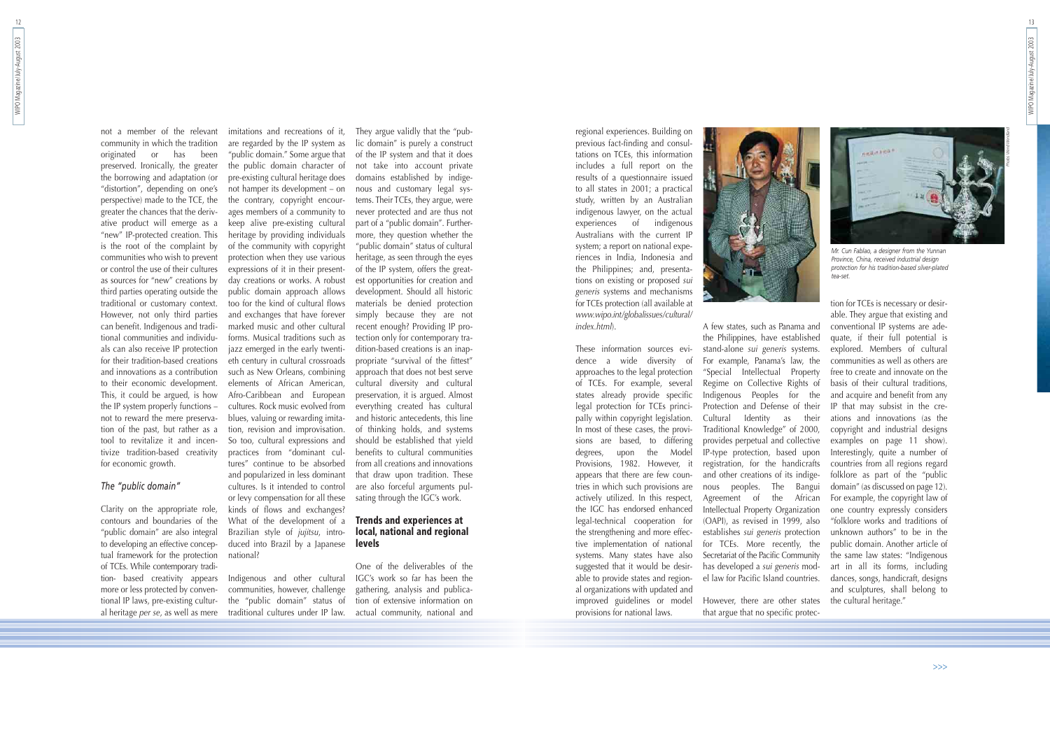not a member of the relevant community in which the tradition originated or has been preserved. Ironically, the greater the borrowing and adaptation (or "distortion", depending on one's perspective) made to the TCE, the greater the chances that the derivative product will emerge as a "new" IP-protected creation. This is the root of the complaint by communities who wish to prevent or control the use of their cultures as sources for "new" creations by third parties operating outside the traditional or customary context. However, not only third parties can benefit. Indigenous and traditional communities and individuals can also receive IP protection for their tradition-based creations and innovations as a contribution to their economic development. This, it could be argued, is how the IP system properly functions – not to reward the mere preservation of the past, but rather as a tool to revitalize it and incentivize tradition-based creativity for economic growth.

### *The "public domain"*

Clarity on the appropriate role, contours and boundaries of the "public domain" are also integral to developing an effective conceptual framework for the protection of TCEs. While contemporary tradition- based creativity appears more or less protected by conventional IP laws, pre-existing cultural heritage *per se*, as well as mere imitations and recreations of it, are regarded by the IP system as "public domain." Some argue that the public domain character of pre-existing cultural heritage does not hamper its development – on the contrary, copyright encourages members of a community to keep alive pre-existing cultural heritage by providing individuals of the community with copyright protection when they use various expressions of it in their present-day creations or works. A robust public domain approach allows too for the kind of cultural flows and exchanges that have forever marked music and other cultural forms. Musical traditions such as jazz emerged in the early twentieth century in cultural crossroads such as New Orleans, combining elements of African American, Afro-Caribbean and European cultures. Rock music evolved from blues, valuing or rewarding imitation, revision and improvisation. So too, cultural expressions and practices from "dominant cultures" continue to be absorbed and popularized in less dominant cultures. Is it intended to control or levy compensation for all these kinds of flows and exchanges? What of the development of a Brazilian style of *jujitsu*, introduced into Brazil by a Japanese national?

Indigenous and other cultural communities, however, challenge the "public domain" status of traditional cultures under IP law. They argue validly that the "public domain" is purely a construct of the IP system and that it does not take into account private domains established by indigenous and customary legal systems. Their TCEs, they argue, were never protected and are thus not part of a "public domain". Furthermore, they question whether the "public domain" status of cultural heritage, as seen through the eyes of the IP system, offers the greatest opportunities for creation and development. Should all historic materials be denied protection simply because they are not recent enough? Providing IP protection only for contemporary tradition-based creations is an inappropriate "survival of the fittest" approach that does not best serve cultural diversity and cultural preservation, it is argued. Almost everything created has cultural and historic antecedents, this line of thinking holds, and systems should be established that yield benefits to cultural communities from all creations and innovations that draw upon tradition. These are also forceful arguments pulsating through the IGC's work.

## Trends and experiences at local, national and regional levels

One of the deliverables of the IGC's work so far has been the gathering, analysis and publication of extensive information on actual community, national and regional experiences. Building on previous fact-finding and consultations on TCEs, this information includes a full report on the results of a questionnaire issued to all states in 2001; a practical study, written by an Australian indigenous lawyer, on the actual experiences of indigenous Australians with the current IP system; a report on national experiences in India, Indonesia and the Philippines; and, presentations on existing or proposed *sui generis* systems and mechanisms for TCEs protection (all available at *www.wipo.int/globalissues/cultural/index.html*).

These information sources evidence a wide diversity of approaches to the legal protection of TCEs. For example, several states already provide specific legal protection for TCEs principally within copyright legislation. In most of these cases, the provisions are based, to differing degrees, upon the Model Provisions, 1982. However, it appears that there are few countries in which such provisions are actively utilized. In this respect, the IGC has endorsed enhanced legal-technical cooperation for the strengthening and more effective implementation of national systems. Many states have also suggested that it would be desirable to provide states and regional organizations with updated and improved guidelines or model provisions for national laws.

*Mr. Cun Fablao, a designer from the Yunnan Province, China, received industrial design protection for his tradition-based silver-plated tea-set.*

A few states, such as Panama and the Philippines, have established stand-alone *sui generis* systems. For example, Panama's law, the "Special Intellectual Property Regime on Collective Rights of Indigenous Peoples for the Protection and Defense of their Cultural Identity as their Traditional Knowledge" of 2000, provides perpetual and collective IP-type protection, based upon registration, for the handicrafts and other creations of its indigenous peoples. The Bangui Agreement of the African Intellectual Property Organization (OAPI), as revised in 1999, also establishes *sui generis* protection for TCEs. More recently, the Secretariat of the Pacific Community has developed a *sui generis* model law for Pacific Island countries.

However, there are other states that argue that no specific protection for TCEs is necessary or desirable. They argue that existing and conventional IP systems are adequate, if their full potential is explored. Members of cultural communities as well as others are free to create and innovate on the basis of their cultural traditions, and acquire and benefit from any IP that may subsist in the creations and innovations (as the copyright and industrial designs examples on page 11 show). Interestingly, quite a number of countries from all regions regard folklore as part of the "public domain" (as discussed on page 12). For example, the copyright law of one country expressly considers "folklore works and traditions of unknown authors" to be in the public domain. Another article of the same law states: "Indigenous art in all its forms, including dances, songs, handicraft, designs and sculptures, shall belong to the cultural heritage."

>>>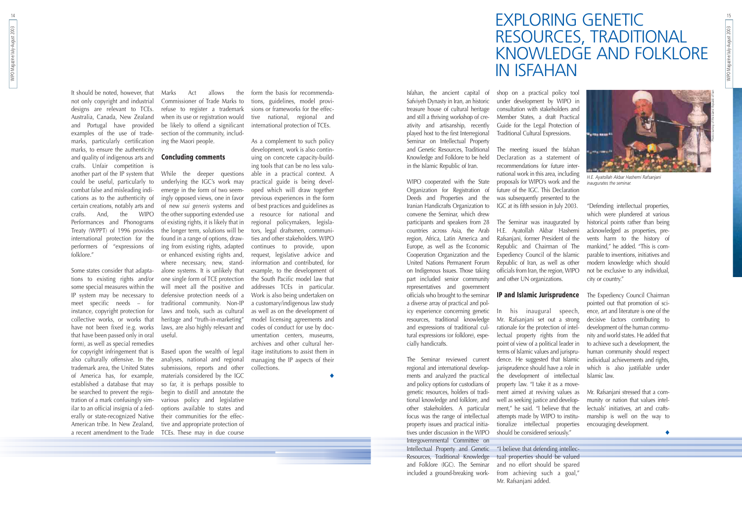It should be noted, however, that not only copyright and industrial designs are relevant to TCEs. Australia, Canada, New Zealand and Portugal have provided examples of the use of trademarks, particularly certification marks, to ensure the authenticity and quality of indigenous arts and crafts. Unfair competition is another part of the IP system that could be useful, particularly to combat false and misleading indications as to the authenticity of certain creations, notably arts and crafts. And, the WIPO Performances and Phonograms Treaty (WPPT) of 1996 provides international protection for the performers of "expressions of folklore."

Some states consider that adaptations to existing rights and/or some special measures within the IP system may be necessary to meet specific needs – for instance, copyright protection for collective works, or works that have not been fixed (e.g. works that have been passed only in oral form), as well as special remedies for copyright infringement that is also culturally offensive. In the trademark area, the United States of America has, for example, established a database that may be searched to prevent the registration of a mark confusingly similar to an official insignia of a federally or state-recognized Native American tribe. In New Zealand, a recent amendment to the Trade Marks Act allows the Commissioner of Trade Marks to refuse to register a trademark when its use or registration would be likely to offend a significant section of the community, including the Maori people.

## Concluding comments

While the deeper questions underlying the IGC's work may emerge in the form of two seemingly opposed views, one in favor of new *sui generis* systems and the other supporting extended use of existing rights, it is likely that in the longer term, solutions will be found in a range of options, drawing from existing rights, adapted or enhanced existing rights and, where necessary, new, standalone systems. It is unlikely that one single form of TCE protection will meet all the positive and defensive protection needs of a traditional community. Non-IP laws and tools, such as cultural heritage and "truth-in-marketing" laws, are also highly relevant and useful.

Based upon the wealth of legal analyses, national and regional submissions, reports and other materials considered by the IGC so far, it is perhaps possible to begin to distill and annotate the various policy and legislative options available to states and their communities for the effective and appropriate protection of TCEs. These may in due course form the basis for recommendations, guidelines, model provisions or frameworks for the effective national, regional and international protection of TCEs.

As a complement to such policy development, work is also continuing on concrete capacity-building tools that can be no less valuable in a practical context. A practical guide is being developed which will draw together previous experiences in the form of best practices and guidelines as a resource for national and regional policymakers, legislators, legal draftsmen, communities and other stakeholders. WIPO continues to provide, upon request, legislative advice and information and contributed, for example, to the development of the South Pacific model law that addresses TCEs in particular. Work is also being undertaken on a customary/indigenous law study as well as on the development of model licensing agreements and codes of conduct for use by documentation centers, museums, archives and other cultural heritage institutions to assist them in managing the IP aspects of their collections.

◆

# EXPLORING GENETIC RESOURCES, TRADITIONAL KNOWLEDGE AND FOLKLORE IN ISFAHAN

Isfahan, the ancient capital of Safviyeh Dynasty in Iran, an historic treasure house of cultural heritage and still a thriving workshop of creativity and artisanship, recently played host to the first Interregional Seminar on Intellectual Property and Genetic Resources, Traditional Knowledge and Folklore to be held in the Islamic Republic of Iran.

WIPO cooperated with the State Organization for Registration of Deeds and Properties and the Iranian Handicrafts Organization to convene the Seminar, which drew participants and speakers from 28 countries across Asia, the Arab region, Africa, Latin America and Europe, as well as the Economic Cooperation Organization and the United Nations Permanent Forum on Indigenous Issues. Those taking part included senior community representatives and government officials who brought to the seminar a diverse array of practical and policy experience concerning genetic resources, traditional knowledge and expressions of traditional cultural expressions (or folklore), especially handicrafts.

The Seminar reviewed current regional and international developments and analyzed the practical and policy options for custodians of genetic resources, holders of traditional knowledge and folklore, and other stakeholders. A particular focus was the range of intellectual property issues and practical initiatives under discussion in the WIPO Intergovernmental Committee on Intellectual Property and Genetic Resources, Traditional Knowledge and Folklore (IGC). The Seminar included a ground-breaking workshop on a practical policy tool under development by WIPO in consultation with stakeholders and Member States, a draft Practical Guide for the Legal Protection of Traditional Cultural Expressions.

The meeting issued the Isfahan Declaration as a statement of recommendations for future international work in this area, including proposals for WIPO's work and the future of the IGC. This Declaration was subsequently presented to the IGC at its fifth session in July 2003.

The Seminar was inaugurated by H.E. Ayatollah Akbar Hashemi Rafsanjani, former President of the Republic and Chairman of The Expediency Council of the Islamic Republic of Iran, as well as other officials from Iran, the region, WIPO and other UN organizations.

## IP and Islamic Jurisprudence

In his inaugural speech, Mr. Rafsanjani set out a strong rationale for the protection of intellectual property rights from the point of view of a political leader in terms of Islamic values and jurisprudence. He suggested that Islamic jurisprudence should have a role in the development of intellectual property law. "I take it as a movement aimed at reviving values as well as seeking justice and development," he said. "I believe that the attempts made by WIPO to institutionalize intellectual properties should be considered seriously."

"I believe that defending intellectual properties should be valued and no effort should be spared from achieving such a goal," Mr. Rafsanjani added.

*H.E. Ayatollah Akbar Hashemi Rafsanjani inaugurates the seminar.*

"Defending intellectual properties, which were plundered at various historical points rather than being acknowledged as properties, prevents harm to the history of mankind," he added. "This is comparable to inventions, initiatives and modern knowledge which should not be exclusive to any individual, city or country."

The Expediency Council Chairman pointed out that promotion of science, art and literature is one of the decisive factors contributing to development of the human community and world states. He added that to achieve such a development, the human community should respect individual achievements and rights, which is also justifiable under Islamic law.

Mr. Rafsanjani stressed that a community or nation that values intellectuals' initiatives, art and craftsmanship is well on the way to encouraging development.

◆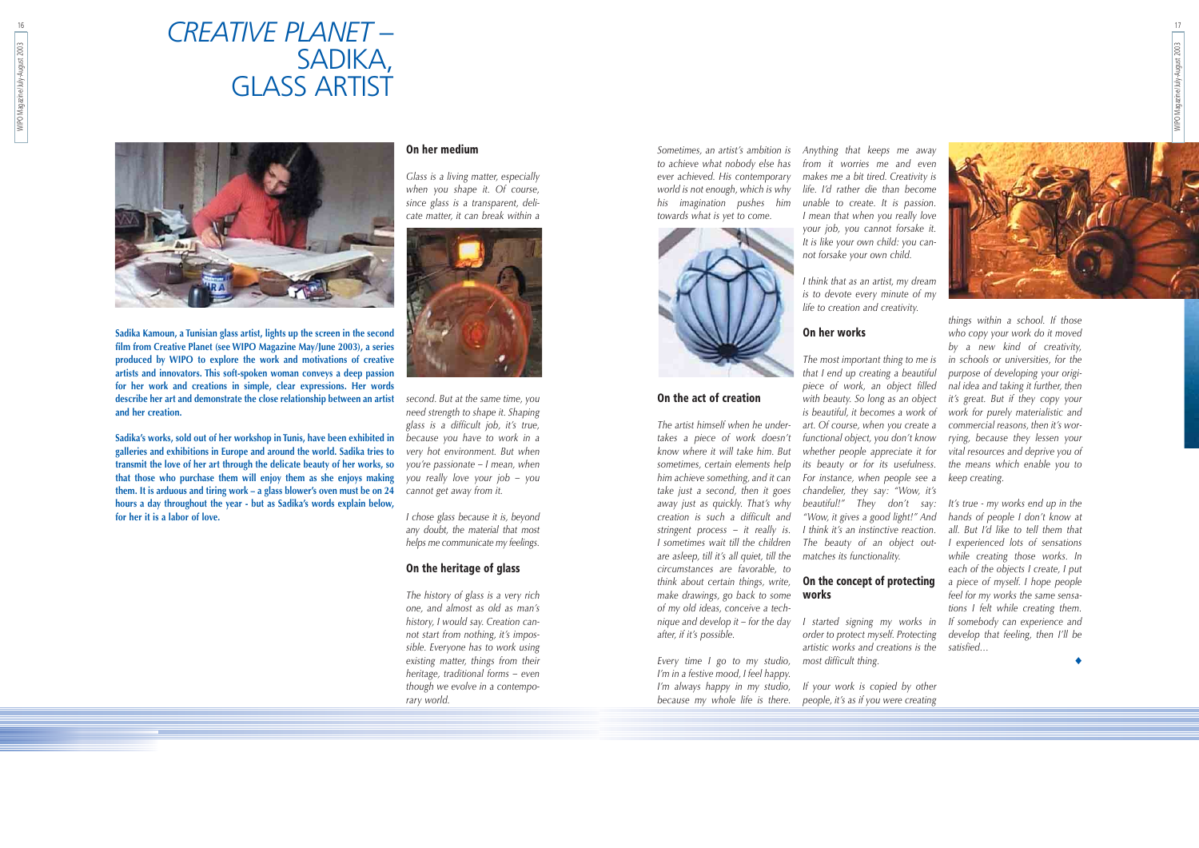# *CREATIVE PLANET –* SADIKA, GLASS ARTIST

**Sadika Kamoun, a Tunisian glass artist, lights up the screen in the second film from Creative Planet (see WIPO Magazine May/June 2003), a series produced by WIPO to explore the work and motivations of creative artists and innovators. This soft-spoken woman conveys a deep passion for her work and creations in simple, clear expressions. Her words describe her art and demonstrate the close relationship between an artist and her creation.**

**Sadika's works, sold out of her workshop in Tunis, have been exhibited in galleries and exhibitions in Europe and around the world. Sadika tries to transmit the love of her art through the delicate beauty of her works, so that those who purchase them will enjoy them as she enjoys making them. It is arduous and tiring work – a glass blower's oven must be on 24 hours a day throughout the year - but as Sadika's words explain below, for her it is a labor of love.**

## On her medium

*Glass is a living matter, especially when you shape it. Of course, since glass is a transparent, delicate matter, it can break within a second. But at the same time, you need strength to shape it. Shaping glass is a difficult job, it's true, because you have to work in a very hot environment. But when you're passionate – I mean, when you really love your job – you cannot get away from it.*

*I chose glass because it is, beyond any doubt, the material that most helps me communicate my feelings.*

## On the heritage of glass

*The history of glass is a very rich one, and almost as old as man's history, I would say. Creation cannot start from nothing, it's impossible. Everyone has to work using existing matter, things from their heritage, traditional forms – even though we evolve in a contemporary world.*

*Sometimes, an artist's ambition is to achieve what nobody else has ever achieved. His contemporary world is not enough, which is why his imagination pushes him towards what is yet to come.*

## On the act of creation

*The artist himself when he undertakes a piece of work doesn't know where it will take him. But sometimes, certain elements help him achieve something, and it can take just a second, then it goes away just as quickly. That's why creation is such a difficult and stringent process – it really is. I sometimes wait till the children are asleep, till it's all quiet, till the circumstances are favorable, to think about certain things, write, make drawings, go back to some of my old ideas, conceive a technique and develop it – for the day after, if it's possible.*

*Every time I go to my studio, I'm in a festive mood, I feel happy. I'm always happy in my studio, because my whole life is there. Anything that keeps me away from it worries me and even makes me a bit tired. Creativity is life. I'd rather die than become unable to create. It is passion. I mean that when you really love your job, you cannot forsake it. It is like your own child: you cannot forsake your own child.*

*I think that as an artist, my dream is to devote every minute of my life to creation and creativity.*

## On her works

*The most important thing to me is that I end up creating a beautiful piece of work, an object filled with beauty. So long as an object is beautiful, it becomes a work of art. Of course, when you create a functional object, you don't know whether people appreciate it for its beauty or for its usefulness. For instance, when people see a chandelier, they say: "Wow, it's beautiful!" They don't say: "Wow, it gives a good light!" And I think it's an instinctive reaction. The beauty of an object outmatches its functionality.*

## On the concept of protecting works

*I started signing my works in order to protect myself. Protecting artistic works and creations is the most difficult thing.*

*If your work is copied by other people, it's as if you were creating things within a school. If those who copy your work do it moved by a new kind of creativity, in schools or universities, for the purpose of developing your original idea and taking it further, then it's great. But if they copy your work for purely materialistic and commercial reasons, then it's worrying, because they lessen your vital resources and deprive you of the means which enable you to keep creating.*

*It's true - my works end up in the hands of people I don't know at all. But I'd like to tell them that I experienced lots of sensations while creating those works. In each of the objects I create, I put a piece of myself. I hope people feel for my works the same sensations I felt while creating them. If somebody can experience and develop that feeling, then I'll be satisfied…*

◆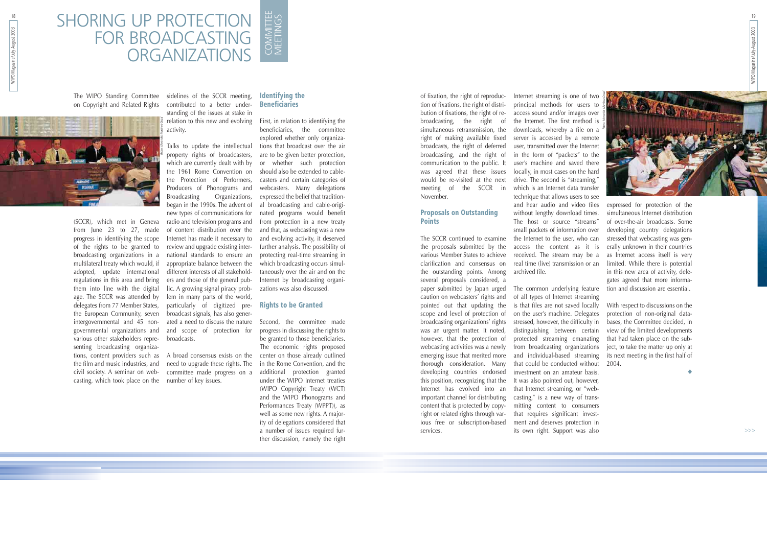# SHORING UP PROTECTION FOR BROADCASTING ORGANIZATIONS

COMMITTEE MEETINGS

The WIPO Standing Committee on Copyright and Related Rights (SCCR), which met in Geneva from June 23 to 27, made progress in identifying the scope of the rights to be granted to broadcasting organizations in a multilateral treaty which would, if adopted, update international regulations in this area and bring them into line with the digital age. The SCCR was attended by delegates from 77 Member States, the European Community, seven intergovernmental and 45 non-governmental organizations and various other stakeholders representing broadcasting organizations, content providers such as the film and music industries, and civil society. A seminar on webcasting, which took place on the sidelines of the SCCR meeting, contributed to a better understanding of the issues at stake in relation to this new and evolving activity.

Talks to update the intellectual property rights of broadcasters, which are currently dealt with by the 1961 Rome Convention on the Protection of Performers, Producers of Phonograms and Broadcasting Organizations, began in the 1990s. The advent of new types of communications for radio and television programs and of content distribution over the Internet has made it necessary to review and upgrade existing international standards to ensure an appropriate balance between the different interests of all stakeholders and those of the general public. A growing signal piracy problem in many parts of the world, particularly of digitized pre-broadcast signals, has also generated a need to discuss the nature and scope of protection for broadcasts.

A broad consensus exists on the need to upgrade these rights. The committee made progress on a number of key issues.

## Identifying the Beneficiaries

First, in relation to identifying the beneficiaries, the committee explored whether only organizations that broadcast over the air are to be given better protection, or whether such protection should also be extended to cable-casters and certain categories of webcasters. Many delegations expressed the belief that traditional broadcasting and cable-originated programs would benefit from protection in a new treaty and that, as webcasting was a new and evolving activity, it deserved further analysis. The possibility of protecting real-time streaming in which broadcasting occurs simultaneously over the air and on the Internet by broadcasting organizations was also discussed.

## Rights to be Granted

Second, the committee made progress in discussing the rights to be granted to those beneficiaries. The economic rights proposed center on those already outlined in the Rome Convention, and the additional protection granted under the WIPO Internet treaties (WIPO Copyright Treaty (WCT) and the WIPO Phonograms and Performances Treaty (WPPT)), as well as some new rights. A majority of delegations considered that a number of issues required further discussion, namely the right of fixation, the right of reproduction of fixations, the right of distribution of fixations, the right of re-broadcasting, the right of simultaneous retransmission, the right of making available fixed broadcasts, the right of deferred broadcasting, and the right of communication to the public. It was agreed that these issues would be re-visited at the next meeting of the SCCR in November.

## Proposals on Outstanding Points

The SCCR continued to examine the proposals submitted by the various Member States to achieve clarification and consensus on the outstanding points. Among several proposals considered, a paper submitted by Japan urged caution on webcasters' rights and pointed out that updating the scope and level of protection of broadcasting organizations' rights was an urgent matter. It noted, however, that the protection of webcasting activities was a newly emerging issue that merited more thorough consideration. Many developing countries endorsed this position, recognizing that the Internet has evolved into an important channel for distributing content that is protected by copyright or related rights through various free or subscription-based services.

Internet streaming is one of two principal methods for users to access sound and/or images over the Internet. The first method is downloads, whereby a file on a server is accessed by a remote user, transmitted over the Internet in the form of "packets" to the user's machine and saved there locally, in most cases on the hard drive. The second is "streaming," which is an Internet data transfer technique that allows users to see and hear audio and video files without lengthy download times. The host or source "streams" small packets of information over the Internet to the user, who can access the content as it is received. The stream may be a real time (live) transmission or an archived file.

The common underlying feature of all types of Internet streaming is that files are not saved locally on the user's machine. Delegates stressed, however, the difficulty in distinguishing between certain protected streaming emanating from broadcasting organizations and individual-based streaming that could be conducted without investment on an amateur basis. It was also pointed out, however, that Internet streaming, or "webcasting," is a new way of transmitting content to consumers that requires significant investment and deserves protection in its own right. Support was also expressed for protection of the simultaneous Internet distribution of over-the-air broadcasts. Some developing country delegations stressed that webcasting was generally unknown in their countries as Internet access itself is very limited. While there is potential in this new area of activity, delegates agreed that more information and discussion are essential.

With respect to discussions on the protection of non-original databases, the Committee decided, in view of the limited developments that had taken place on the subject, to take the matter up only at its next meeting in the first half of 2004.

◆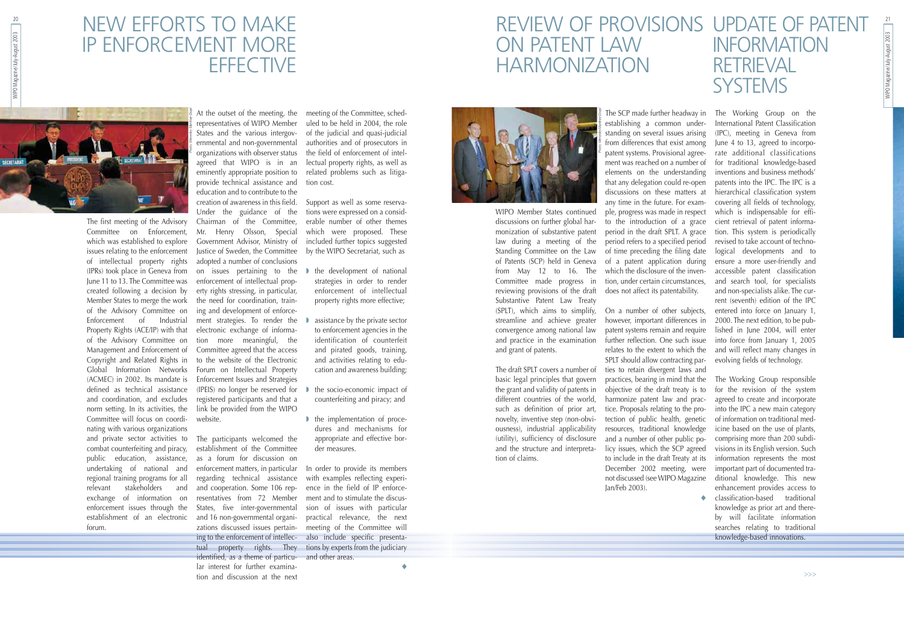# NEW EFFORTS TO MAKE IP ENFORCEMENT MORE EFFECTIVE

The first meeting of the Advisory Committee on Enforcement, which was established to explore issues relating to the enforcement of intellectual property rights (IPRs) took place in Geneva from June 11 to 13. The Committee was created following a decision by Member States to merge the work of the Advisory Committee on Enforcement of Industrial Property Rights (ACE/IP) with that of the Advisory Committee on Management and Enforcement of Copyright and Related Rights in Global Information Networks (ACMEC) in 2002. Its mandate is defined as technical assistance and coordination, and excludes norm setting. In its activities, the Committee will focus on coordinating with various organizations and private sector activities to combat counterfeiting and piracy, public education, assistance, undertaking of national and regional training programs for all relevant stakeholders and exchange of information on enforcement issues through the establishment of an electronic forum.

At the outset of the meeting, the representatives of WIPO Member States and the various intergovernmental and non-governmental organizations with observer status agreed that WIPO is in an eminently appropriate position to provide technical assistance and education and to contribute to the creation of awareness in this field. Under the guidance of the Chairman of the Committee, Mr. Henry Olsson, Special Government Advisor, Ministry of Justice of Sweden, the Committee adopted a number of conclusions on issues pertaining to the enforcement of intellectual property rights stressing, in particular, the need for coordination, training and development of enforcement strategies. To render the electronic exchange of information more meaningful, the Committee agreed that the access to the website of the Electronic Forum on Intellectual Property Enforcement Issues and Strategies (IPEIS) no longer be reserved for registered participants and that a link be provided from the WIPO website.

The participants welcomed the establishment of the Committee as a forum for discussion on enforcement matters, in particular regarding technical assistance and cooperation. Some 106 representatives from 72 Member States, five inter-governmental and 16 non-governmental organizations discussed issues pertaining to the enforcement of intellectual property rights. They identified, as a theme of particular interest for further examination and discussion at the next meeting of the Committee, scheduled to be held in 2004, the role of the judicial and quasi-judicial authorities and of prosecutors in the field of enforcement of intellectual property rights, as well as related problems such as litigation cost.

Support as well as some reservations were expressed on a considerable number of other themes which were proposed. These included further topics suggested by the WIPO Secretariat, such as

- the development of national strategies in order to render enforcement of intellectual property rights more effective;
- assistance by the private sector to enforcement agencies in the identification of counterfeit and pirated goods, training, and activities relating to education and awareness building;
- the socio-economic impact of counterfeiting and piracy; and
- the implementation of procedures and mechanisms for appropriate and effective border measures.

In order to provide its members with examples reflecting experience in the field of IP enforcement and to stimulate the discussion of issues with particular practical relevance, the next meeting of the Committee will also include specific presentations by experts from the judiciary and other areas.

# REVIEW OF PROVISIONS ON PATENT LAW HARMONIZATION

WIPO Member States continued discussions on further global harmonization of substantive patent law during a meeting of the Standing Committee on the Law of Patents (SCP) held in Geneva from May 12 to 16. The Committee made progress in reviewing provisions of the draft Substantive Patent Law Treaty (SPLT), which aims to simplify, streamline and achieve greater convergence among national law and practice in the examination and grant of patents.

The draft SPLT covers a number of basic legal principles that govern the grant and validity of patents in different countries of the world, such as definition of prior art, novelty, inventive step (non-obviousness), industrial applicability (utility), sufficiency of disclosure and the structure and interpretation of claims.

The SCP made further headway in establishing a common understanding on several issues arising from differences that exist among patent systems. Provisional agreement was reached on a number of elements on the understanding that any delegation could re-open discussions on these matters at any time in the future. For example, progress was made in respect to the introduction of a grace period in the draft SPLT. A grace period refers to a specified period of time preceding the filing date of a patent application during which the disclosure of the invention, under certain circumstances, does not affect its patentability.

On a number of other subjects, however, important differences in patent systems remain and require further reflection. One such issue relates to the extent to which the SPLT should allow contracting parties to retain divergent laws and practices, bearing in mind that the objective of the draft treaty is to harmonize patent law and practice. Proposals relating to the protection of public health, genetic resources, traditional knowledge and a number of other public policy issues, which the SCP agreed to include in the draft Treaty at its December 2002 meeting, were not discussed (see WIPO Magazine Jan/Feb 2003).

# UPDATE OF PATENT INFORMATION RETRIEVAL SYSTEMS

The Working Group on the International Patent Classification (IPC), meeting in Geneva from June 4 to 13, agreed to incorporate additional classifications for traditional knowledge-based inventions and business methods' patents into the IPC. The IPC is a hierarchical classification system covering all fields of technology, which is indispensable for efficient retrieval of patent information. This system is periodically revised to take account of technological developments and to ensure a more user-friendly and accessible patent classification and search tool, for specialists and non-specialists alike. The current (seventh) edition of the IPC entered into force on January 1, 2000. The next edition, to be published in June 2004, will enter into force from January 1, 2005 and will reflect many changes in evolving fields of technology.

The Working Group responsible for the revision of the system agreed to create and incorporate into the IPC a new main category of information on traditional medicine based on the use of plants, comprising more than 200 subdivisions in its English version. Such information represents the most important part of documented traditional knowledge. This new enhancement provides access to classification-based traditional knowledge as prior art and thereby will facilitate information searches relating to traditional knowledge-based innovations.

>>>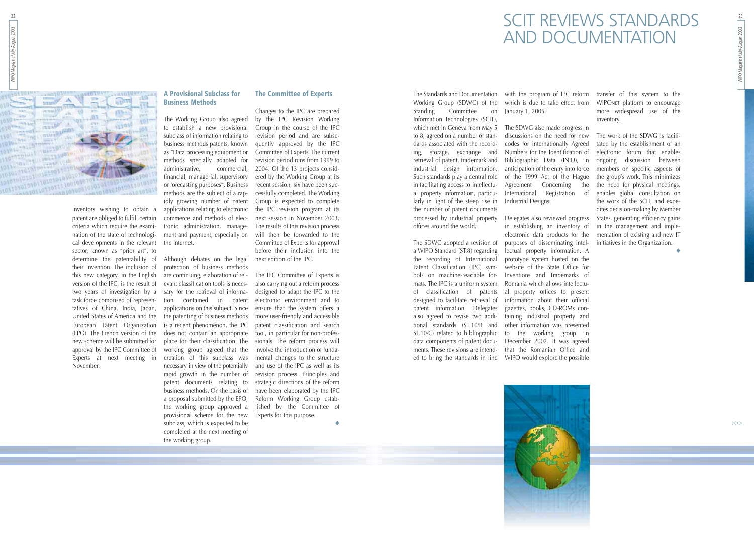Inventors wishing to obtain a patent are obliged to fulfill certain criteria which require the examination of the state of technological developments in the relevant sector, known as "prior art", to determine the patentability of their invention. The inclusion of this new category, in the English version of the IPC, is the result of two years of investigation by a task force comprised of representatives of China, India, Japan, United States of America and the European Patent Organization (EPO). The French version of the new scheme will be submitted for approval by the IPC Committee of Experts at next meeting in November.

### A Provisional Subclass for Business Methods

The Working Group also agreed to establish a new provisional subclass of information relating to business methods patents, known as "Data processing equipment or methods specially adapted for administrative, commercial, financial, managerial, supervisory or forecasting purposes". Business methods are the subject of a rapidly growing number of patent applications relating to electronic commerce and methods of electronic administration, management and payment, especially on the Internet.

Although debates on the legal protection of business methods are continuing, elaboration of relevant classification tools is necessary for the retrieval of information contained in patent applications on this subject. Since the patenting of business methods is a recent phenomenon, the IPC does not contain an appropriate place for their classification. The working group agreed that the creation of this subclass was necessary in view of the potentially rapid growth in the number of patent documents relating to business methods. On the basis of a proposal submitted by the EPO, the working group approved a provisional scheme for the new subclass, which is expected to be completed at the next meeting of the working group.

### The Committee of Experts

Changes to the IPC are prepared by the IPC Revision Working Group in the course of the IPC revision period and are subsequently approved by the IPC Committee of Experts. The current revision period runs from 1999 to 2004. Of the 13 projects considered by the Working Group at its recent session, six have been successfully completed. The Working Group is expected to complete the IPC revision program at its next session in November 2003. The results of this revision process will then be forwarded to the Committee of Experts for approval before their inclusion into the next edition of the IPC.

The IPC Committee of Experts is also carrying out a reform process designed to adapt the IPC to the electronic environment and to ensure that the system offers a more user-friendly and accessible patent classification and search tool, in particular for non-professionals. The reform process will involve the introduction of fundamental changes to the structure and use of the IPC as well as its revision process. Principles and strategic directions of the reform have been elaborated by the IPC Reform Working Group established by the Committee of Experts for this purpose.

◆

# SCIT REVIEWS STANDARDS AND DOCUMENTATION

The Standards and Documentation Working Group (SDWG) of the Standing Committee on Information Technologies (SCIT), which met in Geneva from May 5 to 8, agreed on a number of standards associated with the recording, storage, exchange and retrieval of patent, trademark and industrial design information. Such standards play a central role in facilitating access to intellectual property information, particularly in light of the steep rise in the number of patent documents processed by industrial property offices around the world.

The SDWG adopted a revision of a WIPO Standard (ST.8) regarding the recording of International Patent Classification (IPC) symbols on machine-readable formats. The IPC is a uniform system of classification of patents designed to facilitate retrieval of patent information. Delegates also agreed to revise two additional standards (ST.10/B and ST.10/C) related to bibliographic data components of patent documents. These revisions are intended to bring the standards in line with the program of IPC reform which is due to take effect from January 1, 2005.

The SDWG also made progress in discussions on the need for new codes for Internationally Agreed Numbers for the Identification of Bibliographic Data (INID), in anticipation of the entry into force of the 1999 Act of the Hague Agreement Concerning the International Registration of Industrial Designs.

Delegates also reviewed progress in establishing an inventory of electronic data products for the purposes of disseminating intellectual property information. A prototype system hosted on the website of the State Office for Inventions and Trademarks of Romania which allows intellectual property offices to present information about their official gazettes, books, CD-ROMs containing industrial property and other information was presented to the working group in December 2002. It was agreed that the Romanian Office and WIPO would explore the possible transfer of this system to the WIPONET platform to encourage more widespread use of the inventory.

The work of the SDWG is facilitated by the establishment of an electronic forum that enables ongoing discussion between members on specific aspects of the group's work. This minimizes the need for physical meetings, enables global consultation on the work of the SCIT, and expedites decision-making by Member States, generating efficiency gains in the management and implementation of existing and new IT initiatives in the Organization.

◆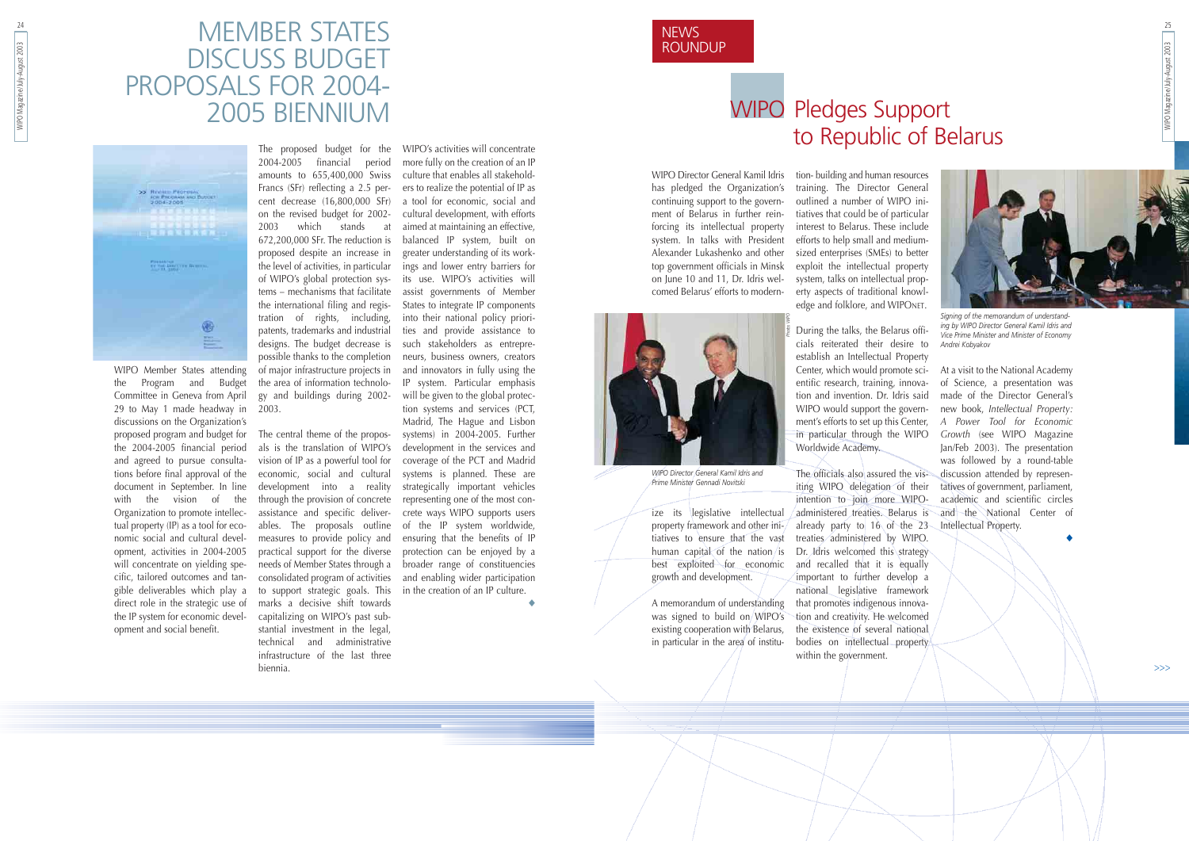# MEMBER STATES DISCUSS BUDGET PROPOSALS FOR 2004-2005 BIENNIUM

WIPO Member States attending the Program and Budget Committee in Geneva from April 29 to May 1 made headway in discussions on the Organization's proposed program and budget for the 2004-2005 financial period and agreed to pursue consultations before final approval of the document in September. In line with the vision of the Organization to promote intellectual property (IP) as a tool for economic social and cultural development, activities in 2004-2005 will concentrate on yielding specific, tailored outcomes and tangible deliverables which play a direct role in the strategic use of the IP system for economic development and social benefit.

The proposed budget for the 2004-2005 financial period amounts to 655,400,000 Swiss Francs (SFr) reflecting a 2.5 percent decrease (16,800,000 SFr) on the revised budget for 2002-2003 which stands at 672,200,000 SFr. The reduction is proposed despite an increase in the level of activities, in particular of WIPO's global protection systems – mechanisms that facilitate the international filing and registration of rights, including, patents, trademarks and industrial designs. The budget decrease is possible thanks to the completion of major infrastructure projects in the area of information technology and buildings during 2002-2003.

The central theme of the proposals is the translation of WIPO's vision of IP as a powerful tool for economic, social and cultural development into a reality through the provision of concrete assistance and specific deliverables. The proposals outline measures to provide policy and practical support for the diverse needs of Member States through a consolidated program of activities to support strategic goals. This marks a decisive shift towards capitalizing on WIPO's past substantial investment in the legal, technical and administrative infrastructure of the last three biennia.

WIPO's activities will concentrate more fully on the creation of an IP culture that enables all stakeholders to realize the potential of IP as a tool for economic, social and cultural development, with efforts aimed at maintaining an effective, balanced IP system, built on greater understanding of its workings and lower entry barriers for its use. WIPO's activities will assist governments of Member States to integrate IP components into their national policy priorities and provide assistance to such stakeholders as entrepreneurs, business owners, creators and innovators in fully using the IP system. Particular emphasis will be given to the global protection systems and services (PCT, Madrid, The Hague and Lisbon systems) in 2004-2005. Further development in the services and coverage of the PCT and Madrid systems is planned. These are strategically important vehicles representing one of the most concrete ways WIPO supports users of the IP system worldwide, ensuring that the benefits of IP protection can be enjoyed by a broader range of constituencies and enabling wider participation in the creation of an IP culture.

◆

NEWS ROUNDUP

# WIPO Pledges Support to Republic of Belarus

WIPO Director General Kamil Idris has pledged the Organization's continuing support to the government of Belarus in further reinforcing its intellectual property system. In talks with President Alexander Lukashenko and other top government officials in Minsk on June 10 and 11, Dr. Idris welcomed Belarus' efforts to modernize its legislative intellectual property framework and other initiatives to ensure that the vast human capital of the nation is best exploited for economic growth and development.

*WIPO Director General Kamil Idris and Prime Minister Gennadi Novitski*

A memorandum of understanding was signed to build on WIPO's existing cooperation with Belarus, in particular in the area of institution- building and human resources training. The Director General outlined a number of WIPO initiatives that could be of particular interest to Belarus. These include efforts to help small and medium-sized enterprises (SMEs) to better exploit the intellectual property system, talks on intellectual property aspects of traditional knowledge and folklore, and WIPONET.

During the talks, the Belarus officials reiterated their desire to establish an Intellectual Property Center, which would promote scientific research, training, innovation and invention. Dr. Idris said WIPO would support the government's efforts to set up this Center, in particular through the WIPO Worldwide Academy.

The officials also assured the visiting WIPO delegation of their intention to join more WIPO-administered treaties. Belarus is already party to 16 of the 23 treaties administered by WIPO. Dr. Idris welcomed this strategy and recalled that it is equally important to further develop a national legislative framework that promotes indigenous innovation and creativity. He welcomed the existence of several national bodies on intellectual property within the government.

*Signing of the memorandum of understanding by WIPO Director General Kamil Idris and Vice Prime Minister and Minister of Economy Andrei Kobyakov*

At a visit to the National Academy of Science, a presentation was made of the Director General's new book, *Intellectual Property: A Power Tool for Economic Growth* (see WIPO Magazine Jan/Feb 2003). The presentation was followed by a round-table discussion attended by representatives of government, parliament, academic and scientific circles and the National Center of Intellectual Property.

◆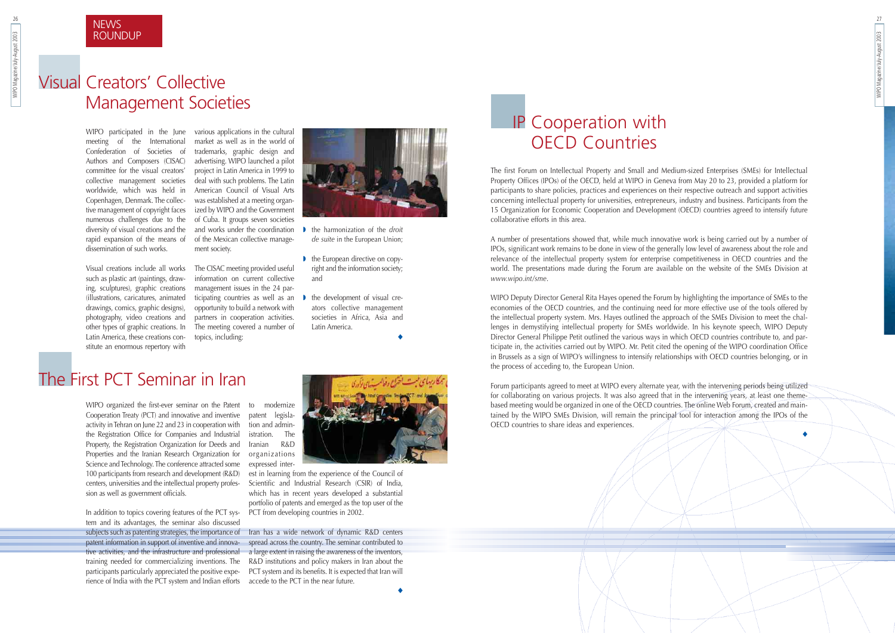NEWS ROUNDUP

# Visual Creators' Collective Management Societies

WIPO participated in the June meeting of the International Confederation of Societies of Authors and Composers (CISAC) committee for the visual creators' collective management societies worldwide, which was held in Copenhagen, Denmark. The collective management of copyright faces numerous challenges due to the diversity of visual creations and the rapid expansion of the means of dissemination of such works.

Visual creations include all works such as plastic art (paintings, drawing, sculptures), graphic creations (illustrations, caricatures, animated drawings, comics, graphic designs), photography, video creations and other types of graphic creations. In Latin America, these creations constitute an enormous repertory with various applications in the cultural market as well as in the world of trademarks, graphic design and advertising. WIPO launched a pilot project in Latin America in 1999 to deal with such problems. The Latin American Council of Visual Arts was established at a meeting organized by WIPO and the Government of Cuba. It groups seven societies and works under the coordination of the Mexican collective management society.

The CISAC meeting provided useful information on current collective management issues in the 24 participating countries as well as an opportunity to build a network with partners in cooperation activities. The meeting covered a number of topics, including:

- the harmonization of the *droit de suite* in the European Union;
- the European directive on copyright and the information society; and
- the development of visual creators collective management societies in Africa, Asia and Latin America.

# The First PCT Seminar in Iran

WIPO organized the first-ever seminar on the Patent Cooperation Treaty (PCT) and innovative and inventive activity in Tehran on June 22 and 23 in cooperation with the Registration Office for Companies and Industrial Property, the Registration Organization for Deeds and Properties and the Iranian Research Organization for Science and Technology. The conference attracted some 100 participants from research and development (R&D) centers, universities and the intellectual property profession as well as government officials.

In addition to topics covering features of the PCT system and its advantages, the seminar also discussed subjects such as patenting strategies, the importance of patent information in support of inventive and innovative activities, and the infrastructure and professional training needed for commercializing inventions. The participants particularly appreciated the positive experience of India with the PCT system and Indian efforts to modernize patent legislation and administration. The Iranian R&D organizations expressed interest in learning from the experience of the Council of Scientific and Industrial Research (CSIR) of India, which has in recent years developed a substantial portfolio of patents and emerged as the top user of the PCT from developing countries in 2002.

Iran has a wide network of dynamic R&D centers spread across the country. The seminar contributed to a large extent in raising the awareness of the inventors, R&D institutions and policy makers in Iran about the PCT system and its benefits. It is expected that Iran will accede to the PCT in the near future.

# IP Cooperation with OECD Countries

The first Forum on Intellectual Property and Small and Medium-sized Enterprises (SMEs) for Intellectual Property Offices (IPOs) of the OECD, held at WIPO in Geneva from May 20 to 23, provided a platform for participants to share policies, practices and experiences on their respective outreach and support activities concerning intellectual property for universities, entrepreneurs, industry and business. Participants from the 15 Organization for Economic Cooperation and Development (OECD) countries agreed to intensify future collaborative efforts in this area.

A number of presentations showed that, while much innovative work is being carried out by a number of IPOs, significant work remains to be done in view of the generally low level of awareness about the role and relevance of the intellectual property system for enterprise competitiveness in OECD countries and the world. The presentations made during the Forum are available on the website of the SMEs Division at *www.wipo.int/sme*.

WIPO Deputy Director General Rita Hayes opened the Forum by highlighting the importance of SMEs to the economies of the OECD countries, and the continuing need for more effective use of the tools offered by the intellectual property system. Mrs. Hayes outlined the approach of the SMEs Division to meet the challenges in demystifying intellectual property for SMEs worldwide. In his keynote speech, WIPO Deputy Director General Philippe Petit outlined the various ways in which OECD countries contribute to, and participate in, the activities carried out by WIPO. Mr. Petit cited the opening of the WIPO coordination Office in Brussels as a sign of WIPO's willingness to intensify relationships with OECD countries belonging, or in the process of acceding to, the European Union.

Forum participants agreed to meet at WIPO every alternate year, with the intervening periods being utilized for collaborating on various projects. It was also agreed that in the intervening years, at least one theme-based meeting would be organized in one of the OECD countries. The online Web Forum, created and maintained by the WIPO SMEs Division, will remain the principal tool for interaction among the IPOs of the OECD countries to share ideas and experiences.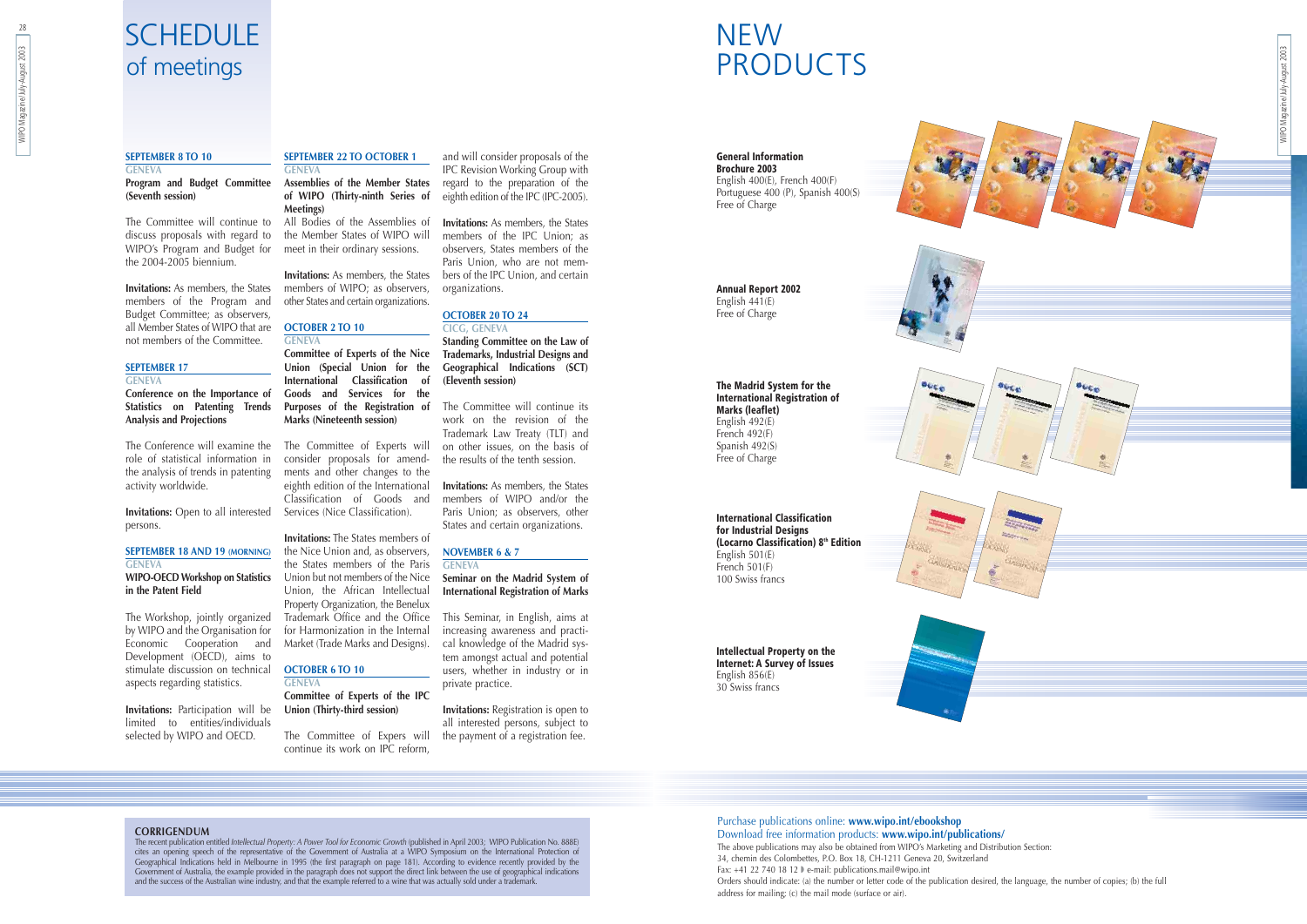# SCHEDULE of meetings

**SEPTEMBER 8 TO 10**
GENEVA
**Program and Budget Committee (Seventh session)**

The Committee will continue to discuss proposals with regard to WIPO's Program and Budget for the 2004-2005 biennium.

**Invitations:** As members, the States members of the Program and Budget Committee; as observers, all Member States of WIPO that are not members of the Committee.

**SEPTEMBER 17**
GENEVA
**Conference on the Importance of Statistics on Patenting Trends Analysis and Projections**

The Conference will examine the role of statistical information in the analysis of trends in patenting activity worldwide.

**Invitations:** Open to all interested persons.

**SEPTEMBER 18 AND 19 (MORNING)**
GENEVA
**WIPO-OECD Workshop on Statistics in the Patent Field**

The Workshop, jointly organized by WIPO and the Organisation for Economic Cooperation and Development (OECD), aims to stimulate discussion on technical aspects regarding statistics.

**Invitations:** Participation will be limited to entities/individuals selected by WIPO and OECD.

**SEPTEMBER 22 TO OCTOBER 1**
GENEVA
**Assemblies of the Member States of WIPO (Thirty-ninth Series of Meetings)**

All Bodies of the Assemblies of the Member States of WIPO will meet in their ordinary sessions.

**Invitations:** As members, the States members of WIPO; as observers, other States and certain organizations.

**OCTOBER 2 TO 10**
GENEVA
**Committee of Experts of the Nice Union (Special Union for the International Classification of Goods and Services for the Purposes of the Registration of Marks (Nineteenth session)**

The Committee of Experts will consider proposals for amendments and other changes to the eighth edition of the International Classification of Goods and Services (Nice Classification).

**Invitations:** The States members of the Nice Union and, as observers, the States members of the Paris Union but not members of the Nice Union, the African Intellectual Property Organization, the Benelux Trademark Office and the Office for Harmonization in the Internal Market (Trade Marks and Designs).

**OCTOBER 6 TO 10**
GENEVA
**Committee of Experts of the IPC Union (Thirty-third session)**

The Committee of Expers will continue its work on IPC reform, and will consider proposals of the IPC Revision Working Group with regard to the preparation of the eighth edition of the IPC (IPC-2005).

**Invitations:** As members, the States members of the IPC Union; as observers, States members of the Paris Union, who are not members of the IPC Union, and certain organizations.

**OCTOBER 20 TO 24**
CICG, GENEVA
**Standing Committee on the Law of Trademarks, Industrial Designs and Geographical Indications (SCT) (Eleventh session)**

The Committee will continue its work on the revision of the Trademark Law Treaty (TLT) and on other issues, on the basis of the results of the tenth session.

**Invitations:** As members, the States members of WIPO and/or the Paris Union; as observers, other States and certain organizations.

**NOVEMBER 6 & 7**
GENEVA
**Seminar on the Madrid System of International Registration of Marks**

This Seminar, in English, aims at increasing awareness and practical knowledge of the Madrid system amongst actual and potential users, whether in industry or in private practice.

**Invitations:** Registration is open to all interested persons, subject to the payment of a registration fee.

**CORRIGENDUM**

The recent publication entitled *Intellectual Property: A Power Tool for Economic Growth* (published in April 2003; WIPO Publication No. 888E) cites an opening speech of the representative of the Government of Australia at a WIPO Symposium on the International Protection of Geographical Indications held in Melbourne in 1995 (the first paragraph on page 181). According to evidence recently provided by the Government of Australia, the example provided in the paragraph does not support the direct link between the use of geographical indications and the success of the Australian wine industry, and that the example referred to a wine that was actually sold under a trademark.

# NEW PRODUCTS

**General Information Brochure 2003**
English 400(E), French 400(F)
Portuguese 400 (P), Spanish 400(S)
Free of Charge

**Annual Report 2002**
English 441(E)
Free of Charge

**The Madrid System for the International Registration of Marks (leaflet)**
English 492(E)
French 492(F)
Spanish 492(S)
Free of Charge

**International Classification for Industrial Designs (Locarno Classification) 8th Edition**
English 501(E)
French 501(F)
100 Swiss francs

**Intellectual Property on the Internet: A Survey of Issues**
English 856(E)
30 Swiss francs

Purchase publications online: **www.wipo.int/ebookshop**
Download free information products: **www.wipo.int/publications/**
The above publications may also be obtained from WIPO's Marketing and Distribution Section:
34, chemin des Colombettes, P.O. Box 18, CH-1211 Geneva 20, Switzerland
Fax: +41 22 740 18 12 • e-mail: publications.mail@wipo.int
Orders should indicate: (a) the number or letter code of the publication desired, the language, the number of copies; (b) the full address for mailing; (c) the mail mode (surface or air).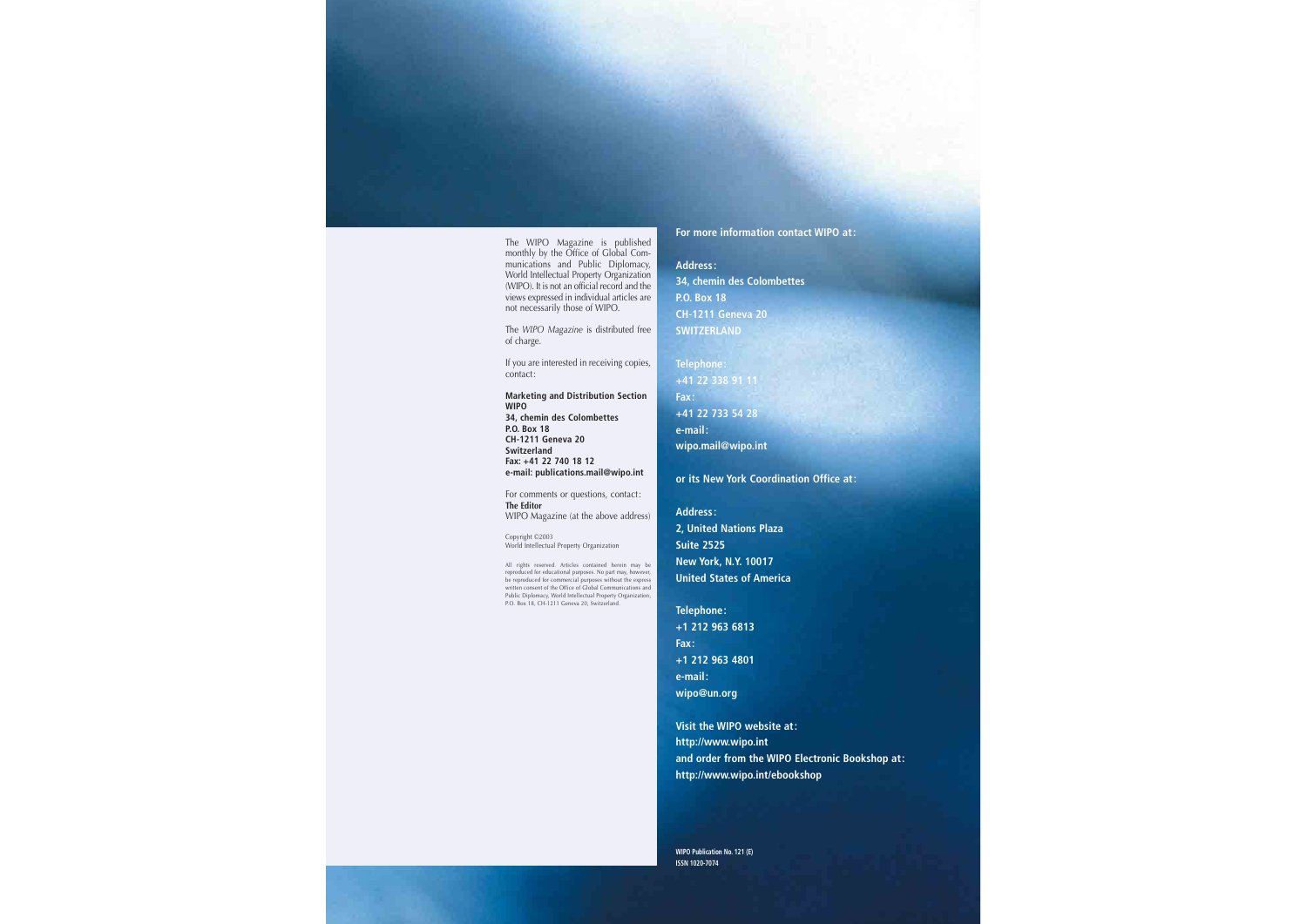The WIPO Magazine is published monthly by the Office of Global Communications and Public Diplomacy, World Intellectual Property Organization (WIPO). It is not an official record and the views expressed in individual articles are not necessarily those of WIPO.

The *WIPO Magazine* is distributed free of charge.

If you are interested in receiving copies, contact:

**Marketing and Distribution Section**
**WIPO**
**34, chemin des Colombettes**
**P.O. Box 18**
**CH-1211 Geneva 20**
**Switzerland**
**Fax: +41 22 740 18 12**
**e-mail: publications.mail@wipo.int**

For comments or questions, contact:
**The Editor**
WIPO Magazine (at the above address)

Copyright ©2003
World Intellectual Property Organization

All rights reserved. Articles contained herein may be reproduced for educational purposes. No part may, however, be reproduced for commercial purposes without the express written consent of the Office of Global Communications and Public Diplomacy, World Intellectual Property Organization, P.O. Box 18, CH-1211 Geneva 20, Switzerland.

**For more information contact WIPO at:**

**Address:**
**34, chemin des Colombettes**
**P.O. Box 18**
**CH-1211 Geneva 20**
**SWITZERLAND**

**Telephone:**
**+41 22 338 91 11**
**Fax:**
**+41 22 733 54 28**
**e-mail:**
**wipo.mail@wipo.int**

**or its New York Coordination Office at:**

**Address:**
**2, United Nations Plaza**
**Suite 2525**
**New York, N.Y. 10017**
**United States of America**

**Telephone:**
**+1 212 963 6813**
**Fax:**
**+1 212 963 4801**
**e-mail:**
**wipo@un.org**

**Visit the WIPO website at:**
**http://www.wipo.int**
**and order from the WIPO Electronic Bookshop at:**
**http://www.wipo.int/ebookshop**

**WIPO Publication No. 121 (E)**
**ISSN 1020-7074**